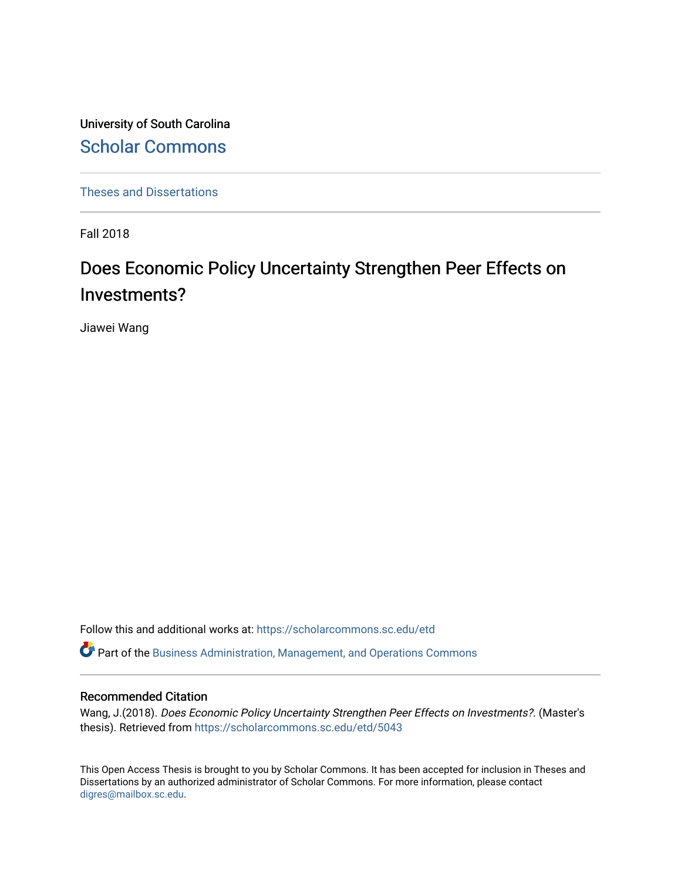University of South Carolina

Scholar Commons

Theses and Dissertations

Fall 2018

# Does Economic Policy Uncertainty Strengthen Peer Effects on Investments?

Jiawei Wang

Follow this and additional works at: https://scholarcommons.sc.edu/etd

Part of the Business Administration, Management, and Operations Commons

## Recommended Citation

Wang, J.(2018). *Does Economic Policy Uncertainty Strengthen Peer Effects on Investments?*. (Master's thesis). Retrieved from https://scholarcommons.sc.edu/etd/5043

This Open Access Thesis is brought to you by Scholar Commons. It has been accepted for inclusion in Theses and Dissertations by an authorized administrator of Scholar Commons. For more information, please contact digres@mailbox.sc.edu.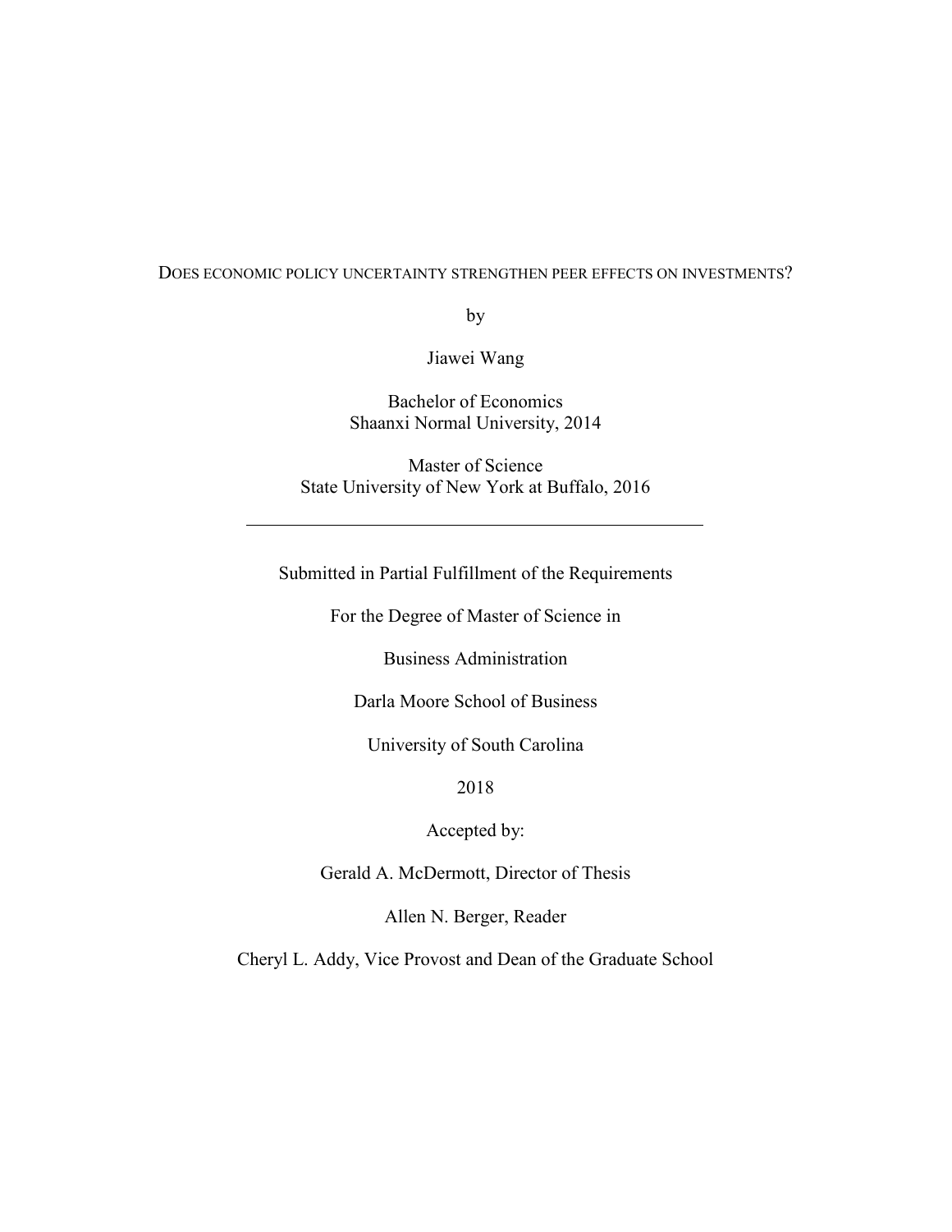DOES ECONOMIC POLICY UNCERTAINTY STRENGTHEN PEER EFFECTS ON INVESTMENTS?

by

Jiawei Wang

Bachelor of Economics
Shaanxi Normal University, 2014

Master of Science
State University of New York at Buffalo, 2016

---

Submitted in Partial Fulfillment of the Requirements

For the Degree of Master of Science in

Business Administration

Darla Moore School of Business

University of South Carolina

2018

Accepted by:

Gerald A. McDermott, Director of Thesis

Allen N. Berger, Reader

Cheryl L. Addy, Vice Provost and Dean of the Graduate School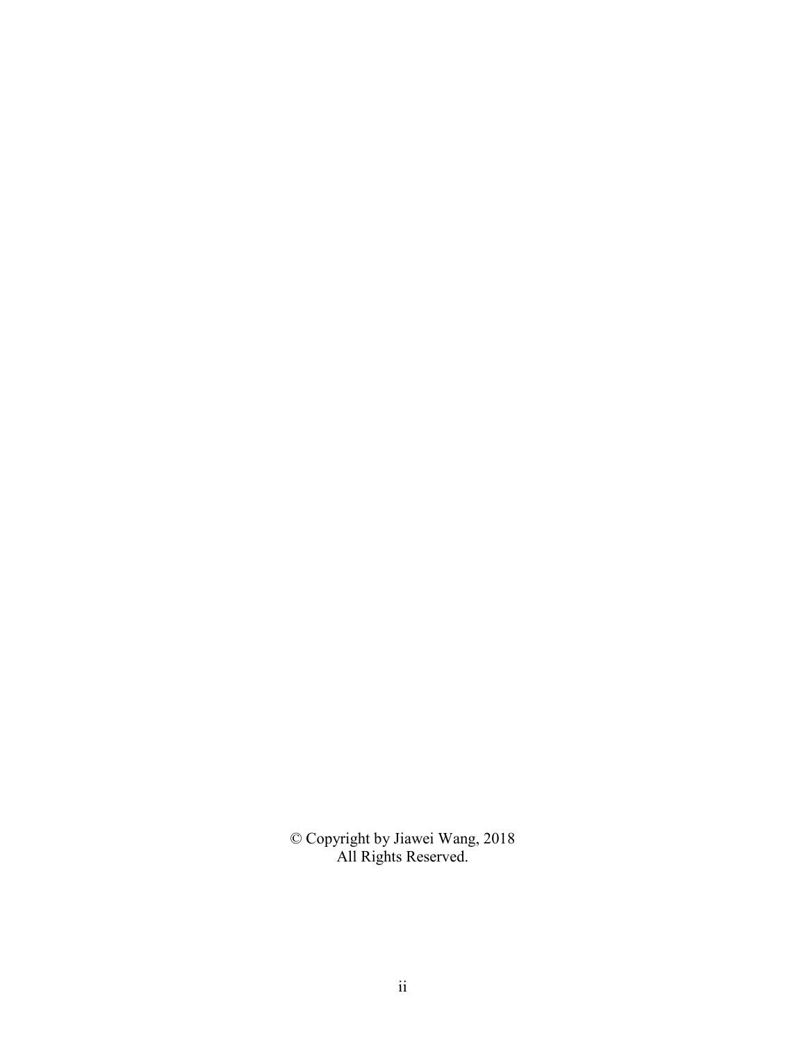© Copyright by Jiawei Wang, 2018
All Rights Reserved.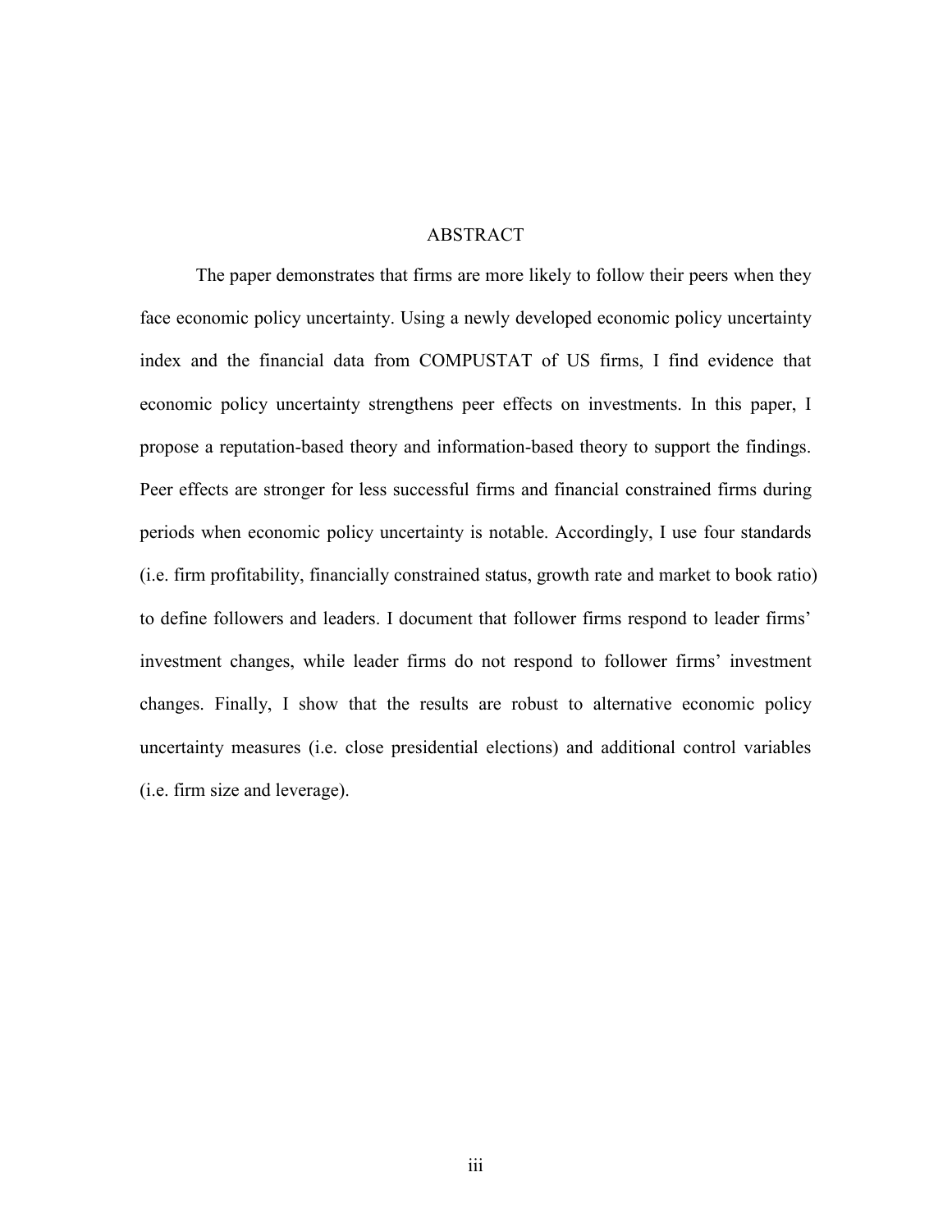# ABSTRACT

The paper demonstrates that firms are more likely to follow their peers when they face economic policy uncertainty. Using a newly developed economic policy uncertainty index and the financial data from COMPUSTAT of US firms, I find evidence that economic policy uncertainty strengthens peer effects on investments. In this paper, I propose a reputation-based theory and information-based theory to support the findings. Peer effects are stronger for less successful firms and financial constrained firms during periods when economic policy uncertainty is notable. Accordingly, I use four standards (i.e. firm profitability, financially constrained status, growth rate and market to book ratio) to define followers and leaders. I document that follower firms respond to leader firms' investment changes, while leader firms do not respond to follower firms' investment changes. Finally, I show that the results are robust to alternative economic policy uncertainty measures (i.e. close presidential elections) and additional control variables (i.e. firm size and leverage).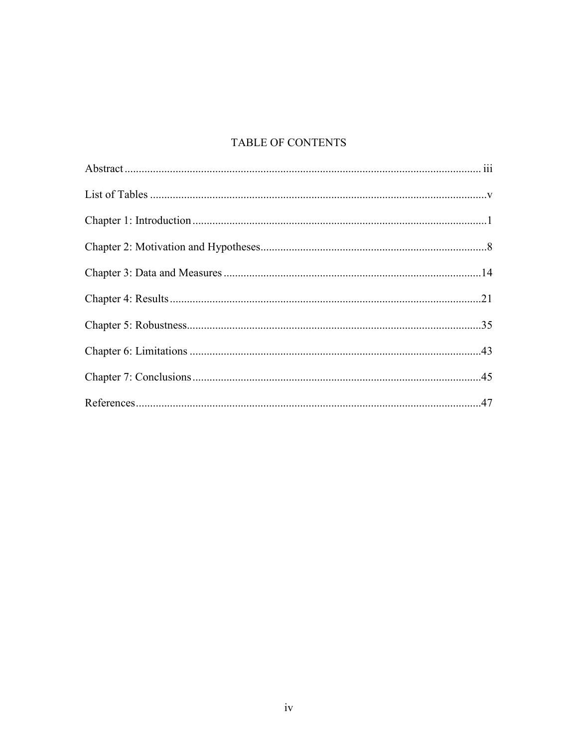# TABLE OF CONTENTS

Abstract ............................................................................................................................ iii

List of Tables .....................................................................................................................v

Chapter 1: Introduction .......................................................................................................1

Chapter 2: Motivation and Hypotheses...............................................................................8

Chapter 3: Data and Measures ..........................................................................................14

Chapter 4: Results ............................................................................................................21

Chapter 5: Robustness.......................................................................................................35

Chapter 6: Limitations ......................................................................................................43

Chapter 7: Conclusions .....................................................................................................45

References.........................................................................................................................47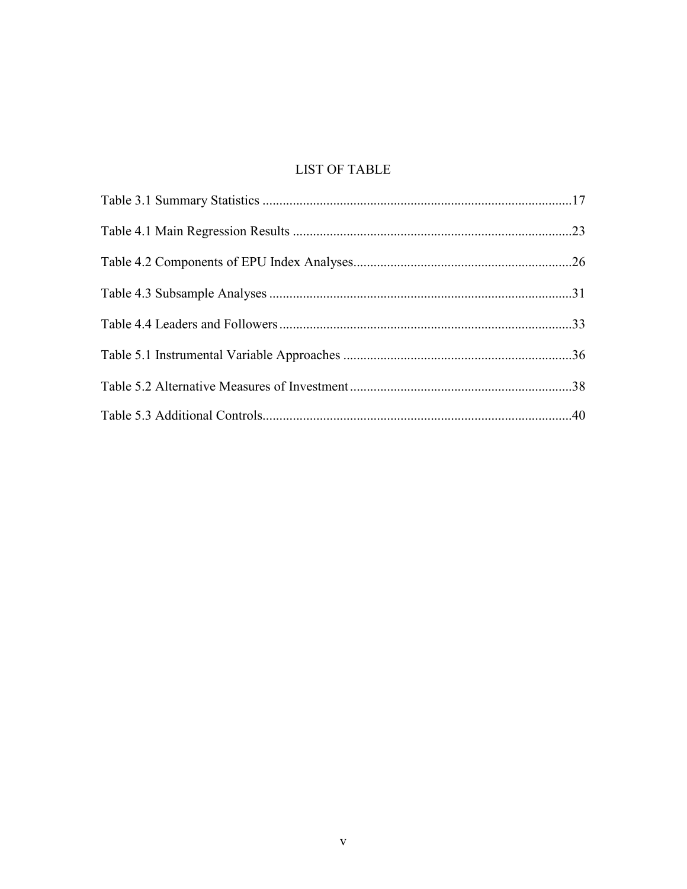# LIST OF TABLE

Table 3.1 Summary Statistics ....................................................................................17

Table 4.1 Main Regression Results ...........................................................................23

Table 4.2 Components of EPU Index Analyses.........................................................26

Table 4.3 Subsample Analyses ..................................................................................31

Table 4.4 Leaders and Followers ...............................................................................33

Table 5.1 Instrumental Variable Approaches ............................................................36

Table 5.2 Alternative Measures of Investment...........................................................38

Table 5.3 Additional Controls....................................................................................40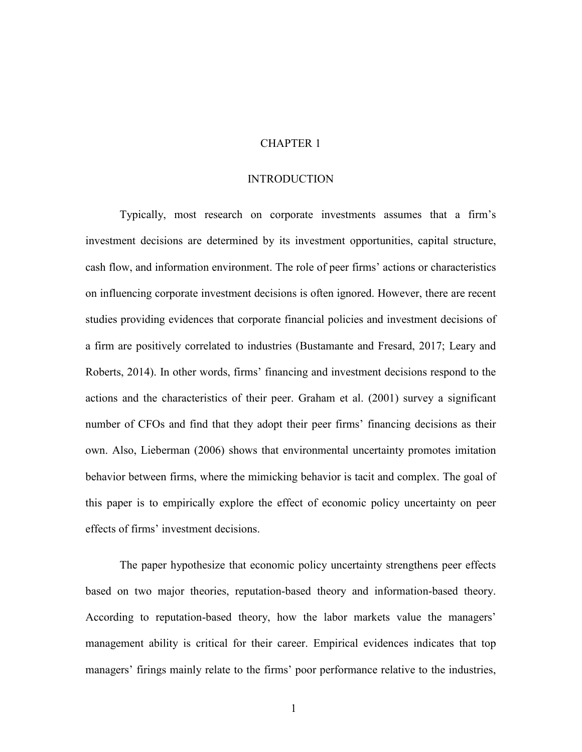# CHAPTER 1

# INTRODUCTION

Typically, most research on corporate investments assumes that a firm's investment decisions are determined by its investment opportunities, capital structure, cash flow, and information environment. The role of peer firms' actions or characteristics on influencing corporate investment decisions is often ignored. However, there are recent studies providing evidences that corporate financial policies and investment decisions of a firm are positively correlated to industries (Bustamante and Fresard, 2017; Leary and Roberts, 2014). In other words, firms' financing and investment decisions respond to the actions and the characteristics of their peer. Graham et al. (2001) survey a significant number of CFOs and find that they adopt their peer firms' financing decisions as their own. Also, Lieberman (2006) shows that environmental uncertainty promotes imitation behavior between firms, where the mimicking behavior is tacit and complex. The goal of this paper is to empirically explore the effect of economic policy uncertainty on peer effects of firms' investment decisions.

The paper hypothesize that economic policy uncertainty strengthens peer effects based on two major theories, reputation-based theory and information-based theory. According to reputation-based theory, how the labor markets value the managers' management ability is critical for their career. Empirical evidences indicates that top managers' firings mainly relate to the firms' poor performance relative to the industries,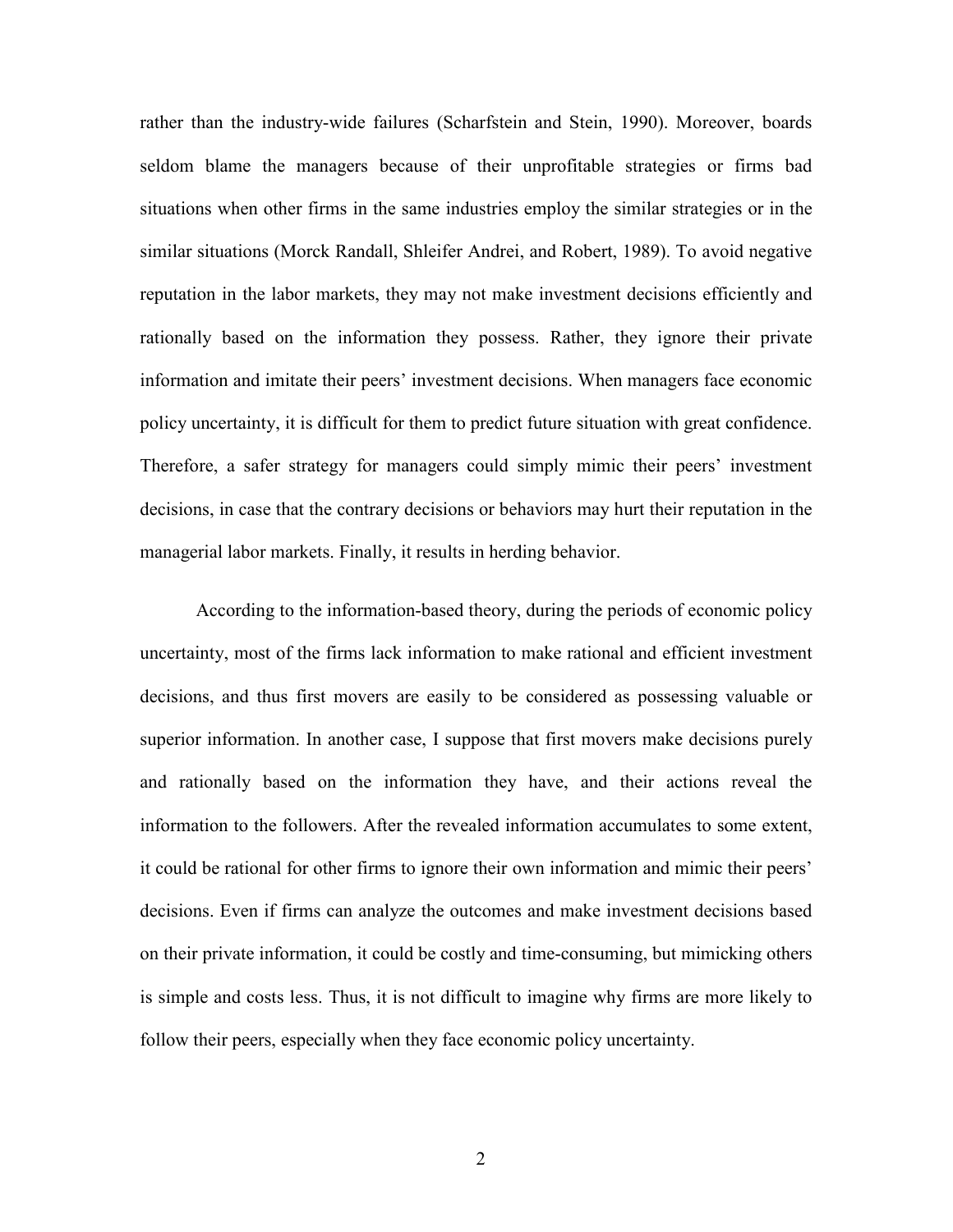rather than the industry-wide failures (Scharfstein and Stein, 1990). Moreover, boards seldom blame the managers because of their unprofitable strategies or firms bad situations when other firms in the same industries employ the similar strategies or in the similar situations (Morck Randall, Shleifer Andrei, and Robert, 1989). To avoid negative reputation in the labor markets, they may not make investment decisions efficiently and rationally based on the information they possess. Rather, they ignore their private information and imitate their peers' investment decisions. When managers face economic policy uncertainty, it is difficult for them to predict future situation with great confidence. Therefore, a safer strategy for managers could simply mimic their peers' investment decisions, in case that the contrary decisions or behaviors may hurt their reputation in the managerial labor markets. Finally, it results in herding behavior.

According to the information-based theory, during the periods of economic policy uncertainty, most of the firms lack information to make rational and efficient investment decisions, and thus first movers are easily to be considered as possessing valuable or superior information. In another case, I suppose that first movers make decisions purely and rationally based on the information they have, and their actions reveal the information to the followers. After the revealed information accumulates to some extent, it could be rational for other firms to ignore their own information and mimic their peers' decisions. Even if firms can analyze the outcomes and make investment decisions based on their private information, it could be costly and time-consuming, but mimicking others is simple and costs less. Thus, it is not difficult to imagine why firms are more likely to follow their peers, especially when they face economic policy uncertainty.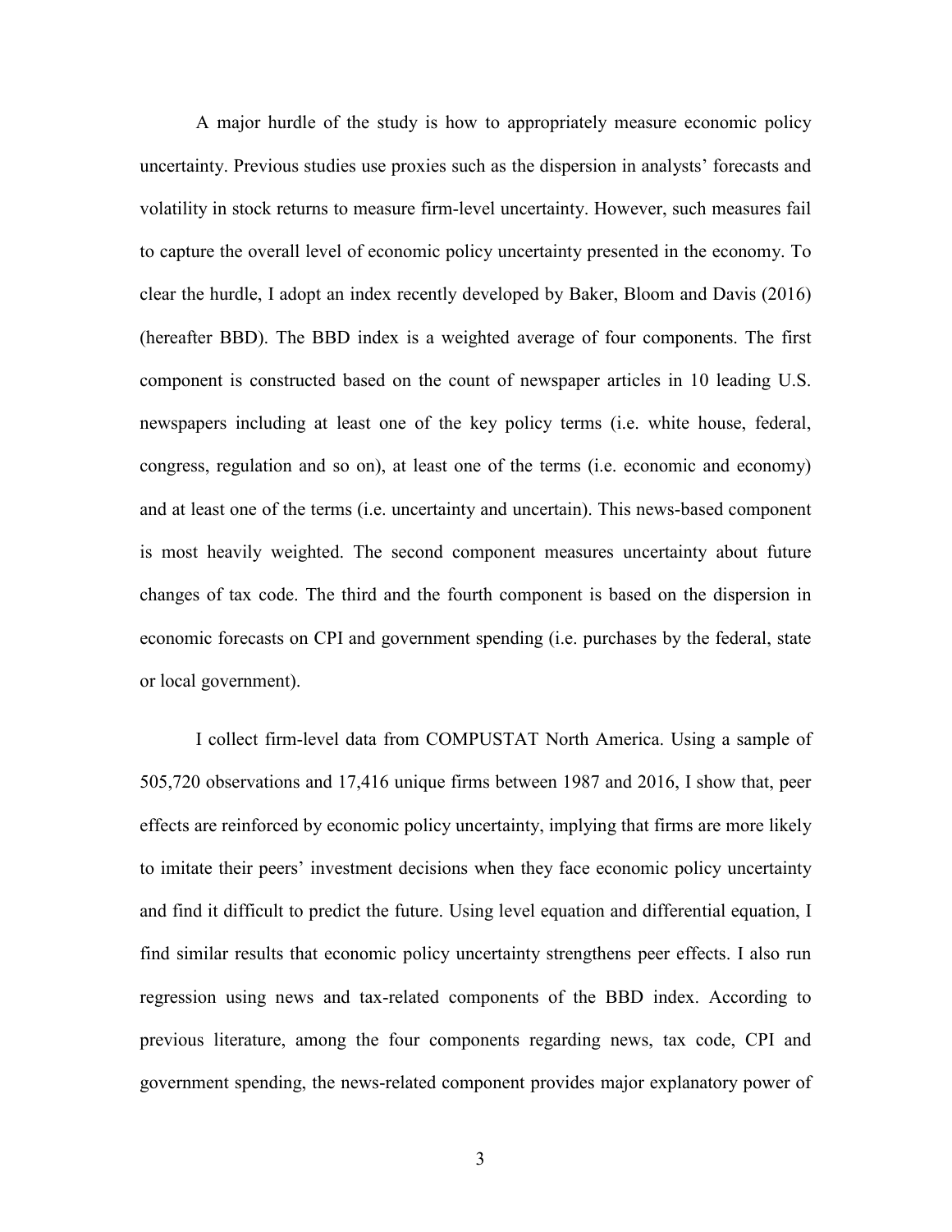A major hurdle of the study is how to appropriately measure economic policy uncertainty. Previous studies use proxies such as the dispersion in analysts' forecasts and volatility in stock returns to measure firm-level uncertainty. However, such measures fail to capture the overall level of economic policy uncertainty presented in the economy. To clear the hurdle, I adopt an index recently developed by Baker, Bloom and Davis (2016) (hereafter BBD). The BBD index is a weighted average of four components. The first component is constructed based on the count of newspaper articles in 10 leading U.S. newspapers including at least one of the key policy terms (i.e. white house, federal, congress, regulation and so on), at least one of the terms (i.e. economic and economy) and at least one of the terms (i.e. uncertainty and uncertain). This news-based component is most heavily weighted. The second component measures uncertainty about future changes of tax code. The third and the fourth component is based on the dispersion in economic forecasts on CPI and government spending (i.e. purchases by the federal, state or local government).

I collect firm-level data from COMPUSTAT North America. Using a sample of 505,720 observations and 17,416 unique firms between 1987 and 2016, I show that, peer effects are reinforced by economic policy uncertainty, implying that firms are more likely to imitate their peers' investment decisions when they face economic policy uncertainty and find it difficult to predict the future. Using level equation and differential equation, I find similar results that economic policy uncertainty strengthens peer effects. I also run regression using news and tax-related components of the BBD index. According to previous literature, among the four components regarding news, tax code, CPI and government spending, the news-related component provides major explanatory power of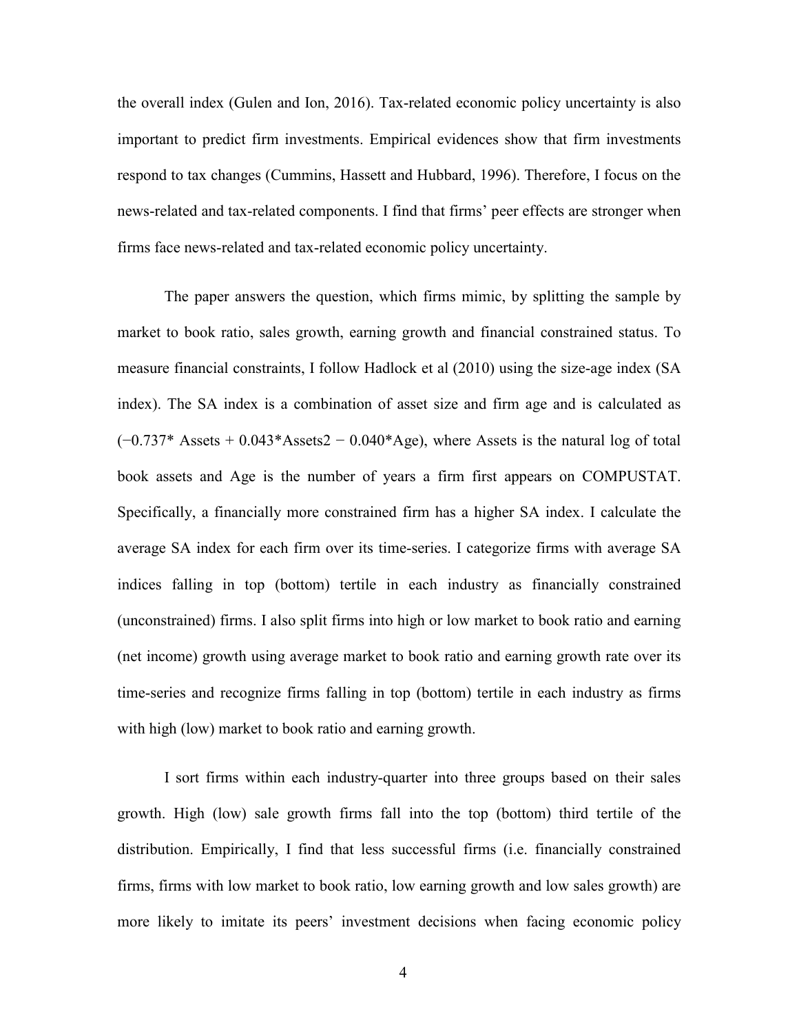the overall index (Gulen and Ion, 2016). Tax-related economic policy uncertainty is also important to predict firm investments. Empirical evidences show that firm investments respond to tax changes (Cummins, Hassett and Hubbard, 1996). Therefore, I focus on the news-related and tax-related components. I find that firms' peer effects are stronger when firms face news-related and tax-related economic policy uncertainty.

The paper answers the question, which firms mimic, by splitting the sample by market to book ratio, sales growth, earning growth and financial constrained status. To measure financial constraints, I follow Hadlock et al (2010) using the size-age index (SA index). The SA index is a combination of asset size and firm age and is calculated as ($-0.737$* Assets + $0.043$*Assets2 − $0.040$*Age), where Assets is the natural log of total book assets and Age is the number of years a firm first appears on COMPUSTAT. Specifically, a financially more constrained firm has a higher SA index. I calculate the average SA index for each firm over its time-series. I categorize firms with average SA indices falling in top (bottom) tertile in each industry as financially constrained (unconstrained) firms. I also split firms into high or low market to book ratio and earning (net income) growth using average market to book ratio and earning growth rate over its time-series and recognize firms falling in top (bottom) tertile in each industry as firms with high (low) market to book ratio and earning growth.

I sort firms within each industry-quarter into three groups based on their sales growth. High (low) sale growth firms fall into the top (bottom) third tertile of the distribution. Empirically, I find that less successful firms (i.e. financially constrained firms, firms with low market to book ratio, low earning growth and low sales growth) are more likely to imitate its peers' investment decisions when facing economic policy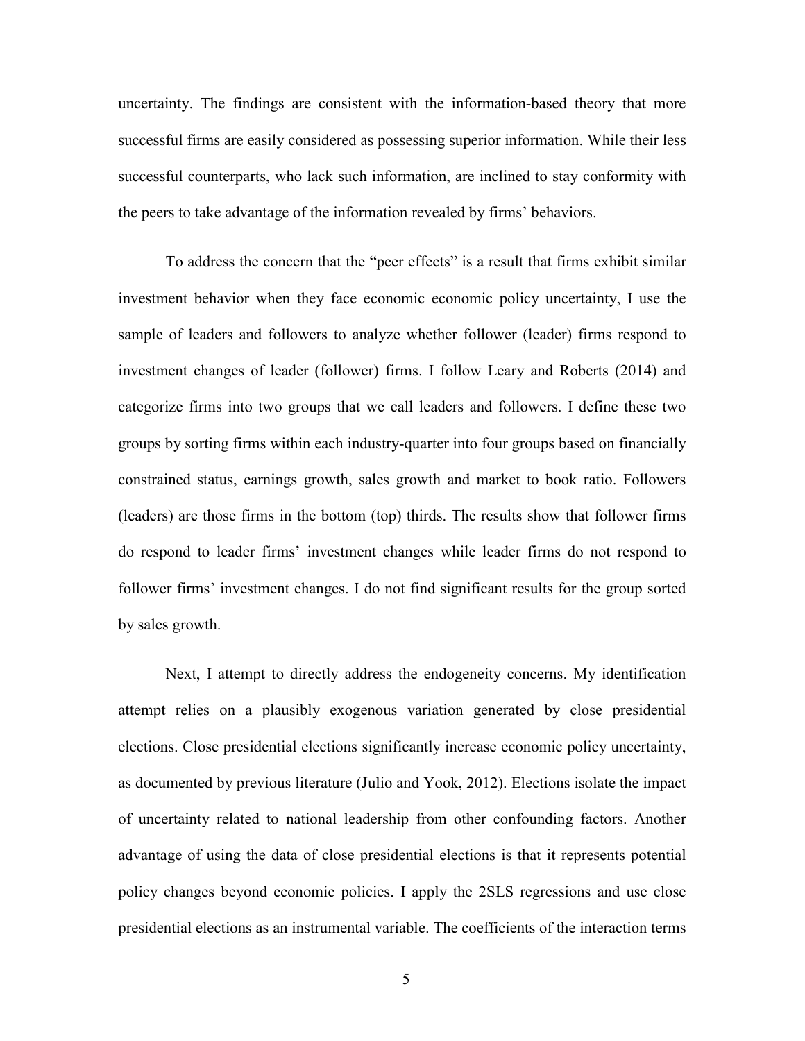uncertainty. The findings are consistent with the information-based theory that more successful firms are easily considered as possessing superior information. While their less successful counterparts, who lack such information, are inclined to stay conformity with the peers to take advantage of the information revealed by firms' behaviors.

To address the concern that the "peer effects" is a result that firms exhibit similar investment behavior when they face economic economic policy uncertainty, I use the sample of leaders and followers to analyze whether follower (leader) firms respond to investment changes of leader (follower) firms. I follow Leary and Roberts (2014) and categorize firms into two groups that we call leaders and followers. I define these two groups by sorting firms within each industry-quarter into four groups based on financially constrained status, earnings growth, sales growth and market to book ratio. Followers (leaders) are those firms in the bottom (top) thirds. The results show that follower firms do respond to leader firms' investment changes while leader firms do not respond to follower firms' investment changes. I do not find significant results for the group sorted by sales growth.

Next, I attempt to directly address the endogeneity concerns. My identification attempt relies on a plausibly exogenous variation generated by close presidential elections. Close presidential elections significantly increase economic policy uncertainty, as documented by previous literature (Julio and Yook, 2012). Elections isolate the impact of uncertainty related to national leadership from other confounding factors. Another advantage of using the data of close presidential elections is that it represents potential policy changes beyond economic policies. I apply the 2SLS regressions and use close presidential elections as an instrumental variable. The coefficients of the interaction terms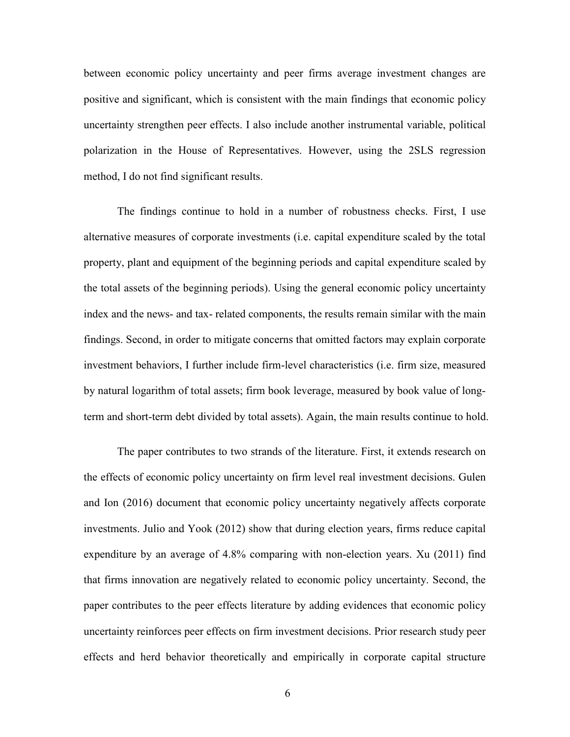between economic policy uncertainty and peer firms average investment changes are positive and significant, which is consistent with the main findings that economic policy uncertainty strengthen peer effects. I also include another instrumental variable, political polarization in the House of Representatives. However, using the 2SLS regression method, I do not find significant results.

The findings continue to hold in a number of robustness checks. First, I use alternative measures of corporate investments (i.e. capital expenditure scaled by the total property, plant and equipment of the beginning periods and capital expenditure scaled by the total assets of the beginning periods). Using the general economic policy uncertainty index and the news- and tax- related components, the results remain similar with the main findings. Second, in order to mitigate concerns that omitted factors may explain corporate investment behaviors, I further include firm-level characteristics (i.e. firm size, measured by natural logarithm of total assets; firm book leverage, measured by book value of long-term and short-term debt divided by total assets). Again, the main results continue to hold.

The paper contributes to two strands of the literature. First, it extends research on the effects of economic policy uncertainty on firm level real investment decisions. Gulen and Ion (2016) document that economic policy uncertainty negatively affects corporate investments. Julio and Yook (2012) show that during election years, firms reduce capital expenditure by an average of 4.8% comparing with non-election years. Xu (2011) find that firms innovation are negatively related to economic policy uncertainty. Second, the paper contributes to the peer effects literature by adding evidences that economic policy uncertainty reinforces peer effects on firm investment decisions. Prior research study peer effects and herd behavior theoretically and empirically in corporate capital structure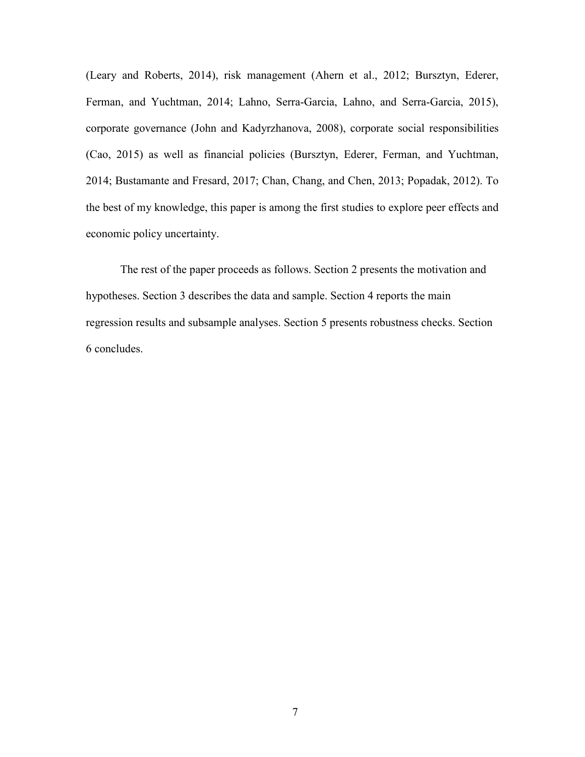(Leary and Roberts, 2014), risk management (Ahern et al., 2012; Bursztyn, Ederer, Ferman, and Yuchtman, 2014; Lahno, Serra-Garcia, Lahno, and Serra-Garcia, 2015), corporate governance (John and Kadyrzhanova, 2008), corporate social responsibilities (Cao, 2015) as well as financial policies (Bursztyn, Ederer, Ferman, and Yuchtman, 2014; Bustamante and Fresard, 2017; Chan, Chang, and Chen, 2013; Popadak, 2012). To the best of my knowledge, this paper is among the first studies to explore peer effects and economic policy uncertainty.

The rest of the paper proceeds as follows. Section 2 presents the motivation and hypotheses. Section 3 describes the data and sample. Section 4 reports the main regression results and subsample analyses. Section 5 presents robustness checks. Section 6 concludes.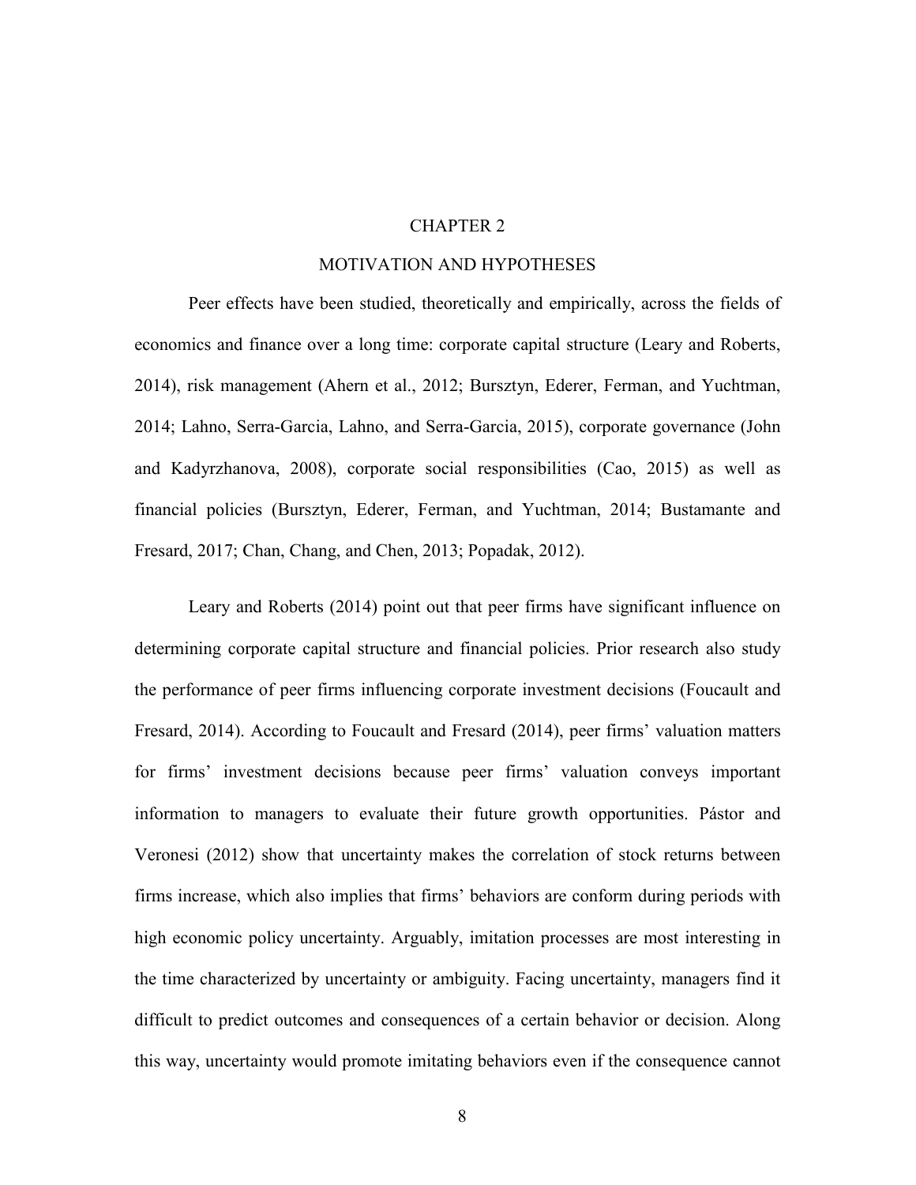# CHAPTER 2

## MOTIVATION AND HYPOTHESES

Peer effects have been studied, theoretically and empirically, across the fields of economics and finance over a long time: corporate capital structure (Leary and Roberts, 2014), risk management (Ahern et al., 2012; Bursztyn, Ederer, Ferman, and Yuchtman, 2014; Lahno, Serra-Garcia, Lahno, and Serra-Garcia, 2015), corporate governance (John and Kadyrzhanova, 2008), corporate social responsibilities (Cao, 2015) as well as financial policies (Bursztyn, Ederer, Ferman, and Yuchtman, 2014; Bustamante and Fresard, 2017; Chan, Chang, and Chen, 2013; Popadak, 2012).

Leary and Roberts (2014) point out that peer firms have significant influence on determining corporate capital structure and financial policies. Prior research also study the performance of peer firms influencing corporate investment decisions (Foucault and Fresard, 2014). According to Foucault and Fresard (2014), peer firms' valuation matters for firms' investment decisions because peer firms' valuation conveys important information to managers to evaluate their future growth opportunities. Pástor and Veronesi (2012) show that uncertainty makes the correlation of stock returns between firms increase, which also implies that firms' behaviors are conform during periods with high economic policy uncertainty. Arguably, imitation processes are most interesting in the time characterized by uncertainty or ambiguity. Facing uncertainty, managers find it difficult to predict outcomes and consequences of a certain behavior or decision. Along this way, uncertainty would promote imitating behaviors even if the consequence cannot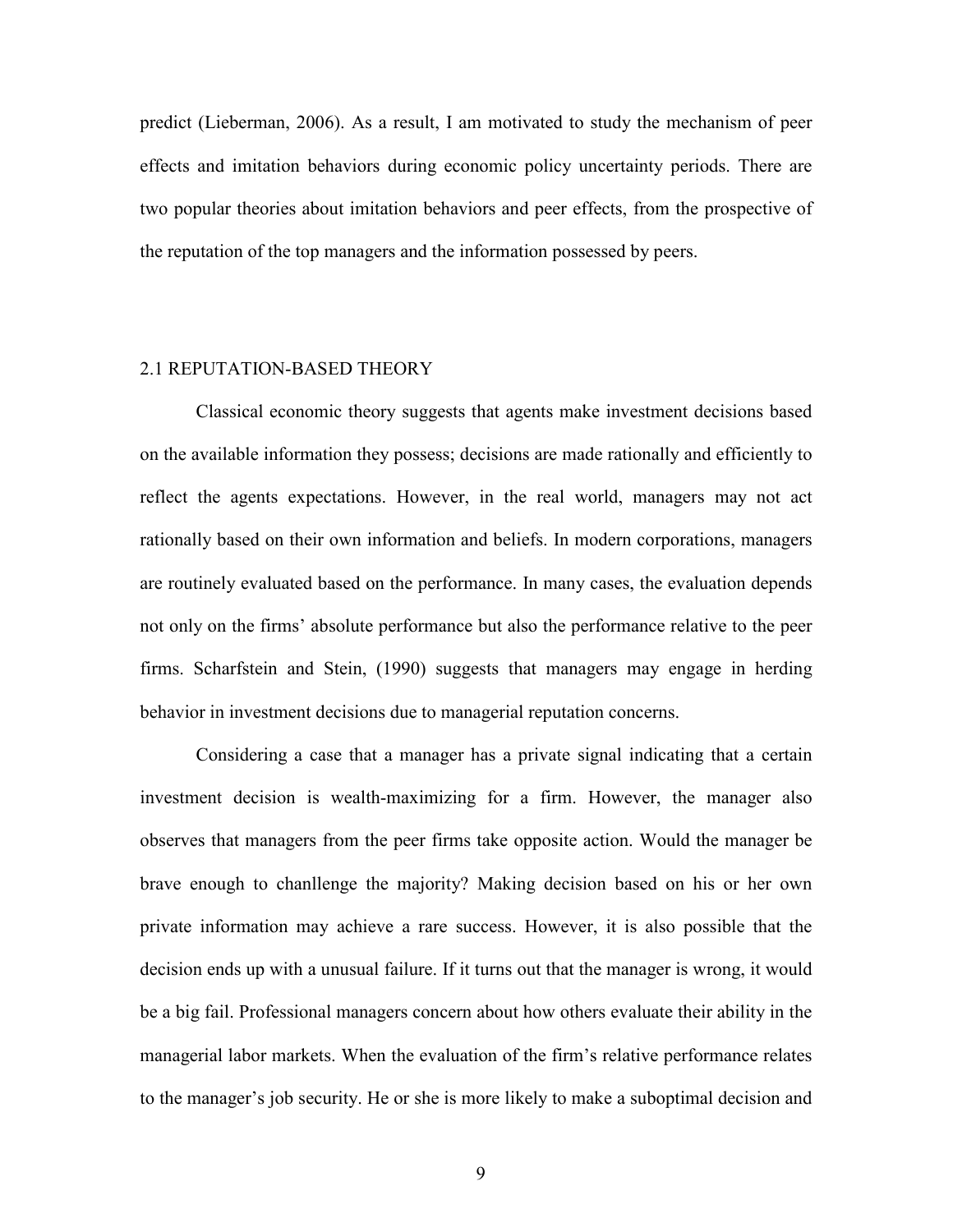predict (Lieberman, 2006). As a result, I am motivated to study the mechanism of peer effects and imitation behaviors during economic policy uncertainty periods. There are two popular theories about imitation behaviors and peer effects, from the prospective of the reputation of the top managers and the information possessed by peers.

## 2.1 REPUTATION-BASED THEORY

Classical economic theory suggests that agents make investment decisions based on the available information they possess; decisions are made rationally and efficiently to reflect the agents expectations. However, in the real world, managers may not act rationally based on their own information and beliefs. In modern corporations, managers are routinely evaluated based on the performance. In many cases, the evaluation depends not only on the firms' absolute performance but also the performance relative to the peer firms. Scharfstein and Stein, (1990) suggests that managers may engage in herding behavior in investment decisions due to managerial reputation concerns.

Considering a case that a manager has a private signal indicating that a certain investment decision is wealth-maximizing for a firm. However, the manager also observes that managers from the peer firms take opposite action. Would the manager be brave enough to chanllenge the majority? Making decision based on his or her own private information may achieve a rare success. However, it is also possible that the decision ends up with a unusual failure. If it turns out that the manager is wrong, it would be a big fail. Professional managers concern about how others evaluate their ability in the managerial labor markets. When the evaluation of the firm's relative performance relates to the manager's job security. He or she is more likely to make a suboptimal decision and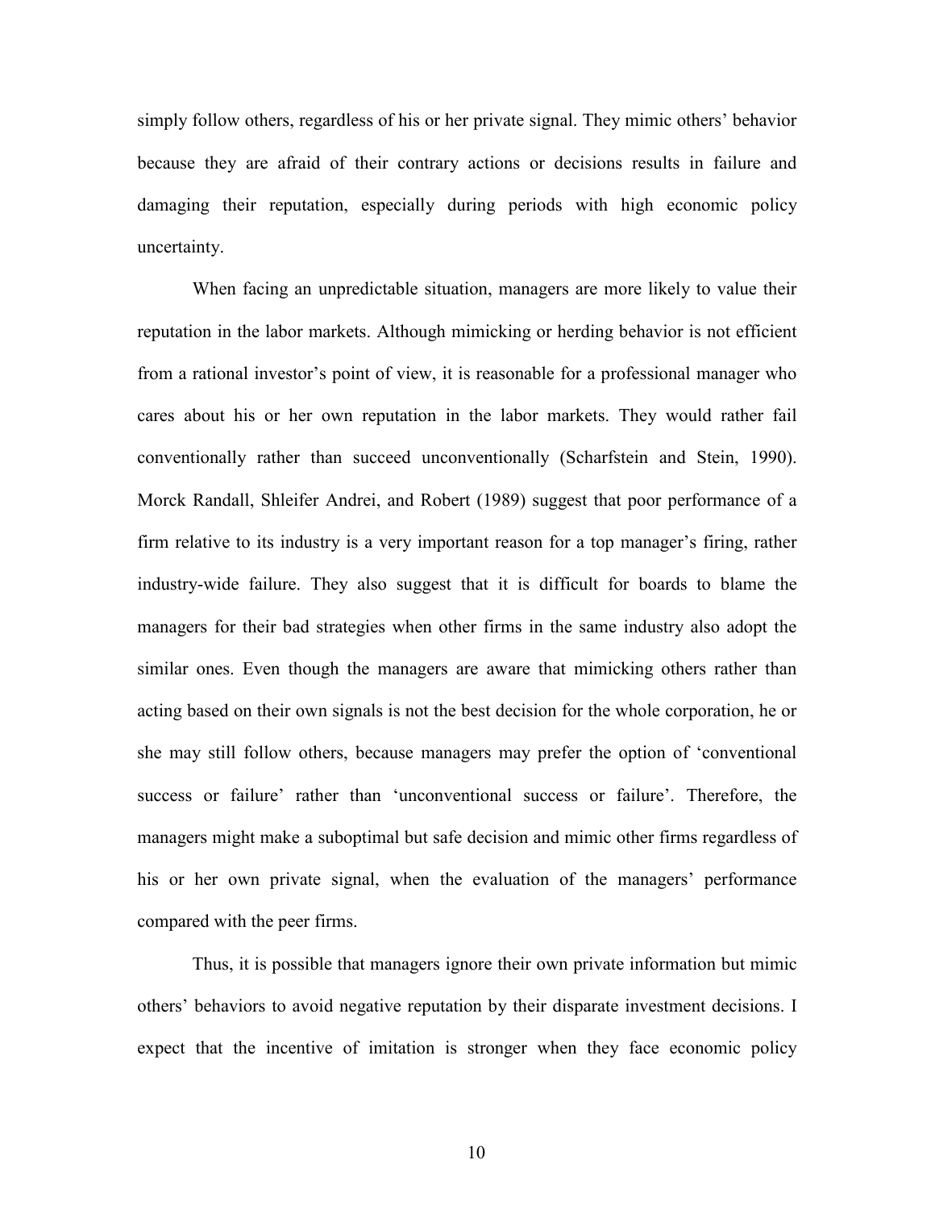simply follow others, regardless of his or her private signal. They mimic others' behavior because they are afraid of their contrary actions or decisions results in failure and damaging their reputation, especially during periods with high economic policy uncertainty.

When facing an unpredictable situation, managers are more likely to value their reputation in the labor markets. Although mimicking or herding behavior is not efficient from a rational investor's point of view, it is reasonable for a professional manager who cares about his or her own reputation in the labor markets. They would rather fail conventionally rather than succeed unconventionally (Scharfstein and Stein, 1990). Morck Randall, Shleifer Andrei, and Robert (1989) suggest that poor performance of a firm relative to its industry is a very important reason for a top manager's firing, rather industry-wide failure. They also suggest that it is difficult for boards to blame the managers for their bad strategies when other firms in the same industry also adopt the similar ones. Even though the managers are aware that mimicking others rather than acting based on their own signals is not the best decision for the whole corporation, he or she may still follow others, because managers may prefer the option of 'conventional success or failure' rather than 'unconventional success or failure'. Therefore, the managers might make a suboptimal but safe decision and mimic other firms regardless of his or her own private signal, when the evaluation of the managers' performance compared with the peer firms.

Thus, it is possible that managers ignore their own private information but mimic others' behaviors to avoid negative reputation by their disparate investment decisions. I expect that the incentive of imitation is stronger when they face economic policy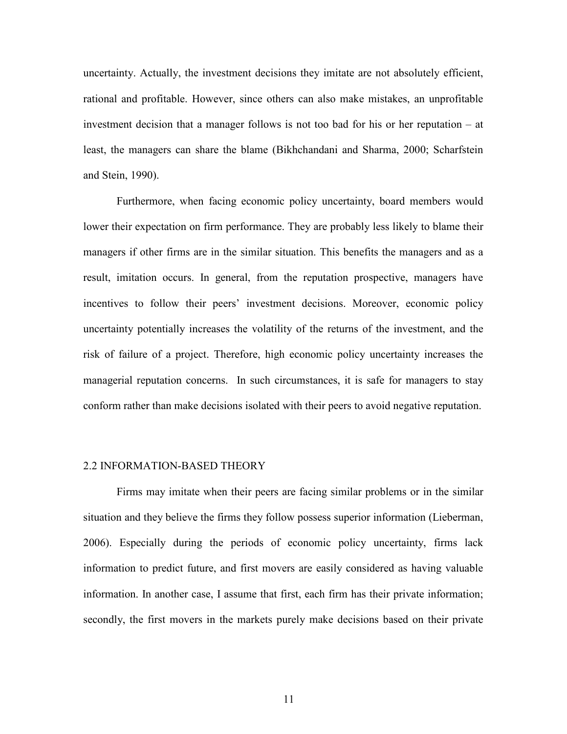uncertainty. Actually, the investment decisions they imitate are not absolutely efficient, rational and profitable. However, since others can also make mistakes, an unprofitable investment decision that a manager follows is not too bad for his or her reputation – at least, the managers can share the blame (Bikhchandani and Sharma, 2000; Scharfstein and Stein, 1990).

Furthermore, when facing economic policy uncertainty, board members would lower their expectation on firm performance. They are probably less likely to blame their managers if other firms are in the similar situation. This benefits the managers and as a result, imitation occurs. In general, from the reputation prospective, managers have incentives to follow their peers' investment decisions. Moreover, economic policy uncertainty potentially increases the volatility of the returns of the investment, and the risk of failure of a project. Therefore, high economic policy uncertainty increases the managerial reputation concerns. In such circumstances, it is safe for managers to stay conform rather than make decisions isolated with their peers to avoid negative reputation.

## 2.2 INFORMATION-BASED THEORY

Firms may imitate when their peers are facing similar problems or in the similar situation and they believe the firms they follow possess superior information (Lieberman, 2006). Especially during the periods of economic policy uncertainty, firms lack information to predict future, and first movers are easily considered as having valuable information. In another case, I assume that first, each firm has their private information; secondly, the first movers in the markets purely make decisions based on their private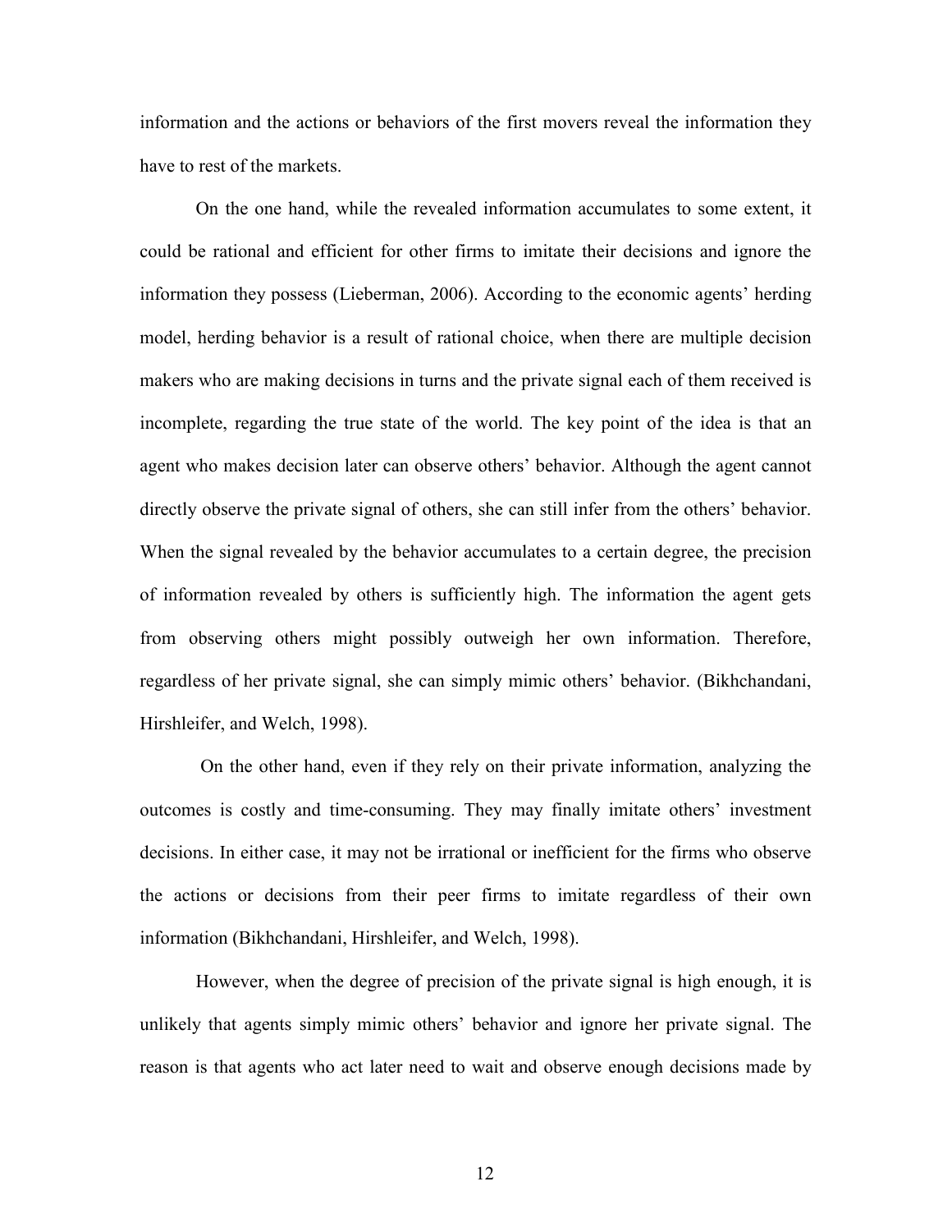information and the actions or behaviors of the first movers reveal the information they have to rest of the markets.

On the one hand, while the revealed information accumulates to some extent, it could be rational and efficient for other firms to imitate their decisions and ignore the information they possess (Lieberman, 2006). According to the economic agents' herding model, herding behavior is a result of rational choice, when there are multiple decision makers who are making decisions in turns and the private signal each of them received is incomplete, regarding the true state of the world. The key point of the idea is that an agent who makes decision later can observe others' behavior. Although the agent cannot directly observe the private signal of others, she can still infer from the others' behavior. When the signal revealed by the behavior accumulates to a certain degree, the precision of information revealed by others is sufficiently high. The information the agent gets from observing others might possibly outweigh her own information. Therefore, regardless of her private signal, she can simply mimic others' behavior. (Bikhchandani, Hirshleifer, and Welch, 1998).

On the other hand, even if they rely on their private information, analyzing the outcomes is costly and time-consuming. They may finally imitate others' investment decisions. In either case, it may not be irrational or inefficient for the firms who observe the actions or decisions from their peer firms to imitate regardless of their own information (Bikhchandani, Hirshleifer, and Welch, 1998).

However, when the degree of precision of the private signal is high enough, it is unlikely that agents simply mimic others' behavior and ignore her private signal. The reason is that agents who act later need to wait and observe enough decisions made by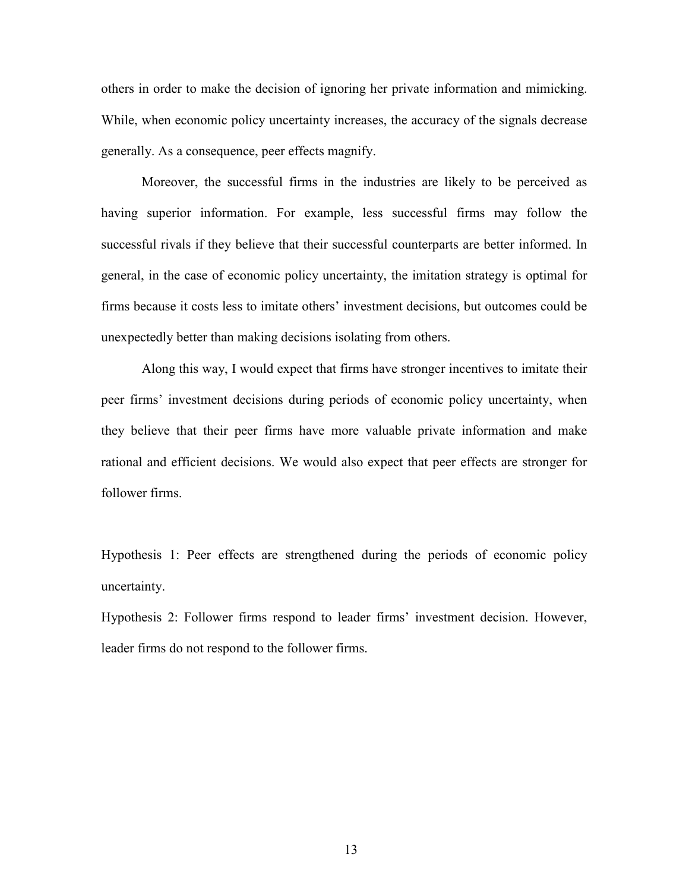others in order to make the decision of ignoring her private information and mimicking. While, when economic policy uncertainty increases, the accuracy of the signals decrease generally. As a consequence, peer effects magnify.

Moreover, the successful firms in the industries are likely to be perceived as having superior information. For example, less successful firms may follow the successful rivals if they believe that their successful counterparts are better informed. In general, in the case of economic policy uncertainty, the imitation strategy is optimal for firms because it costs less to imitate others' investment decisions, but outcomes could be unexpectedly better than making decisions isolating from others.

Along this way, I would expect that firms have stronger incentives to imitate their peer firms' investment decisions during periods of economic policy uncertainty, when they believe that their peer firms have more valuable private information and make rational and efficient decisions. We would also expect that peer effects are stronger for follower firms.

Hypothesis 1: Peer effects are strengthened during the periods of economic policy uncertainty.

Hypothesis 2: Follower firms respond to leader firms' investment decision. However, leader firms do not respond to the follower firms.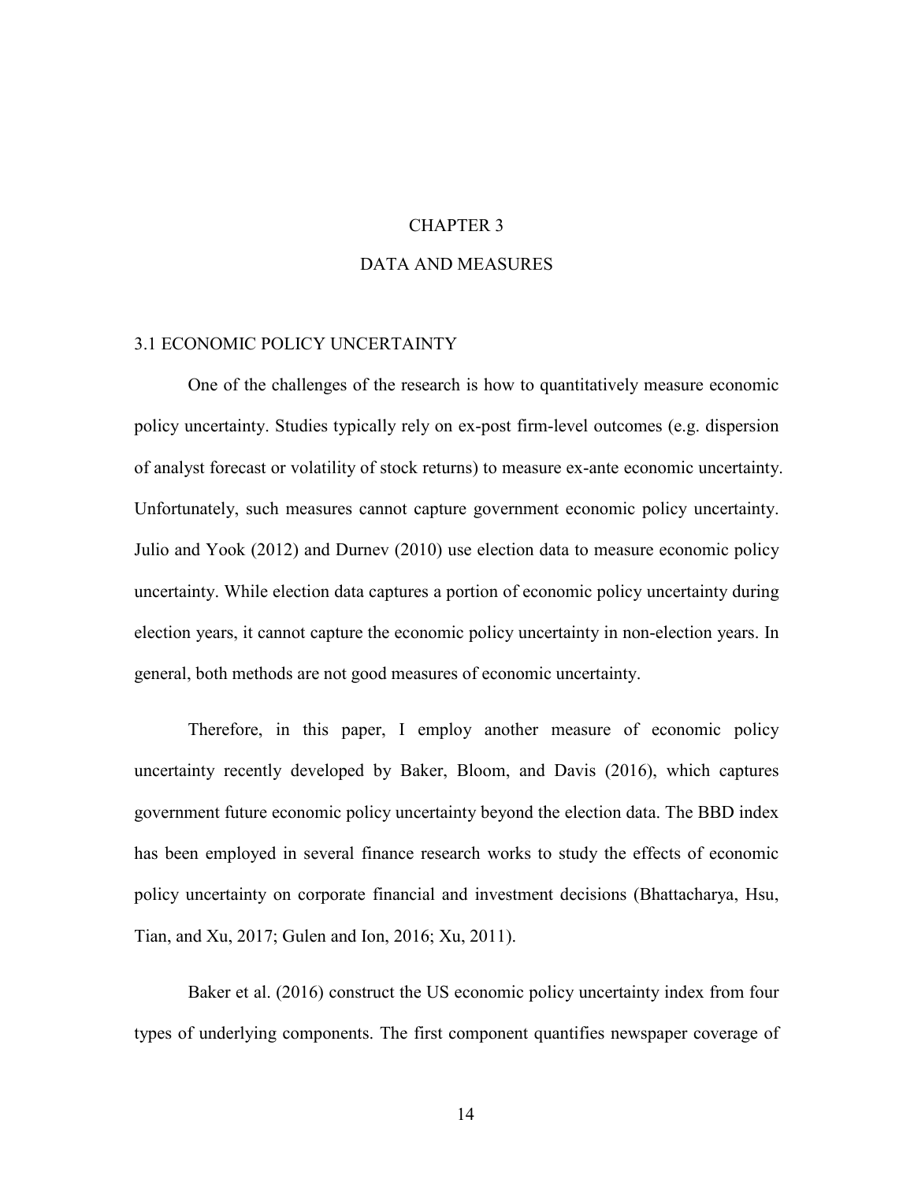# CHAPTER 3

# DATA AND MEASURES

## 3.1 ECONOMIC POLICY UNCERTAINTY

One of the challenges of the research is how to quantitatively measure economic policy uncertainty. Studies typically rely on ex-post firm-level outcomes (e.g. dispersion of analyst forecast or volatility of stock returns) to measure ex-ante economic uncertainty. Unfortunately, such measures cannot capture government economic policy uncertainty. Julio and Yook (2012) and Durnev (2010) use election data to measure economic policy uncertainty. While election data captures a portion of economic policy uncertainty during election years, it cannot capture the economic policy uncertainty in non-election years. In general, both methods are not good measures of economic uncertainty.

Therefore, in this paper, I employ another measure of economic policy uncertainty recently developed by Baker, Bloom, and Davis (2016), which captures government future economic policy uncertainty beyond the election data. The BBD index has been employed in several finance research works to study the effects of economic policy uncertainty on corporate financial and investment decisions (Bhattacharya, Hsu, Tian, and Xu, 2017; Gulen and Ion, 2016; Xu, 2011).

Baker et al. (2016) construct the US economic policy uncertainty index from four types of underlying components. The first component quantifies newspaper coverage of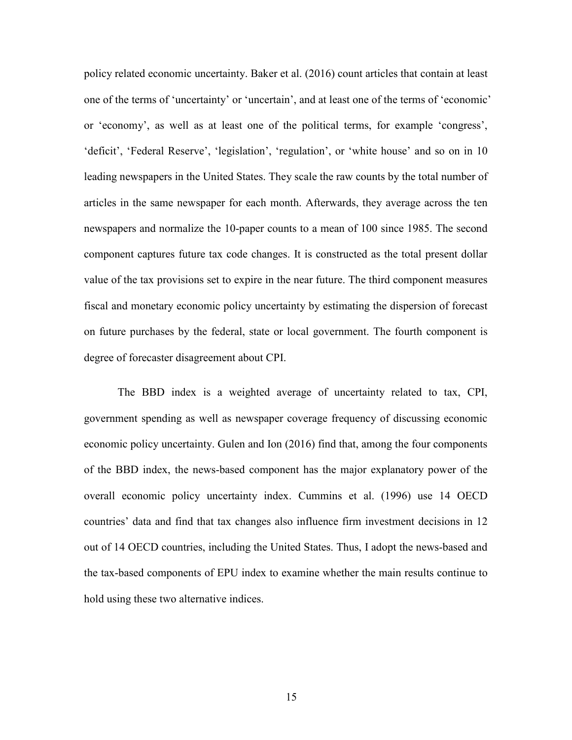policy related economic uncertainty. Baker et al. (2016) count articles that contain at least one of the terms of ‘uncertainty’ or ‘uncertain’, and at least one of the terms of ‘economic’ or ‘economy’, as well as at least one of the political terms, for example ‘congress’, ‘deficit’, ‘Federal Reserve’, ‘legislation’, ‘regulation’, or ‘white house’ and so on in 10 leading newspapers in the United States. They scale the raw counts by the total number of articles in the same newspaper for each month. Afterwards, they average across the ten newspapers and normalize the 10-paper counts to a mean of 100 since 1985. The second component captures future tax code changes. It is constructed as the total present dollar value of the tax provisions set to expire in the near future. The third component measures fiscal and monetary economic policy uncertainty by estimating the dispersion of forecast on future purchases by the federal, state or local government. The fourth component is degree of forecaster disagreement about CPI.

The BBD index is a weighted average of uncertainty related to tax, CPI, government spending as well as newspaper coverage frequency of discussing economic economic policy uncertainty. Gulen and Ion (2016) find that, among the four components of the BBD index, the news-based component has the major explanatory power of the overall economic policy uncertainty index. Cummins et al. (1996) use 14 OECD countries’ data and find that tax changes also influence firm investment decisions in 12 out of 14 OECD countries, including the United States. Thus, I adopt the news-based and the tax-based components of EPU index to examine whether the main results continue to hold using these two alternative indices.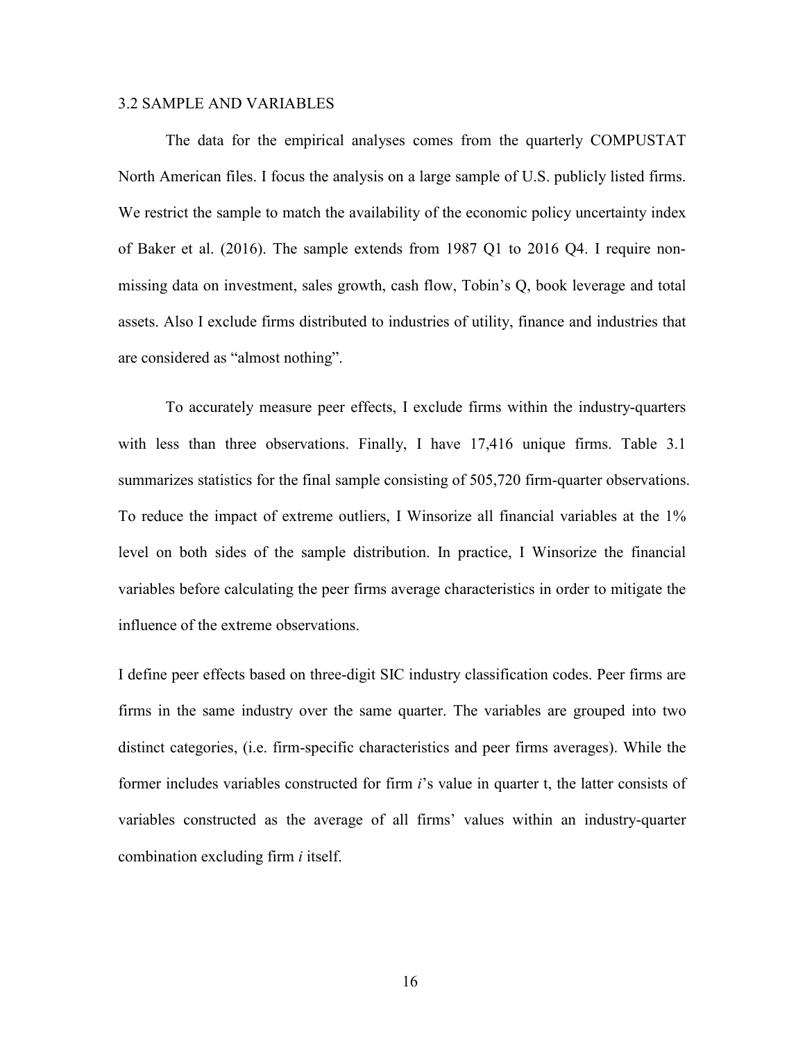### 3.2 SAMPLE AND VARIABLES

The data for the empirical analyses comes from the quarterly COMPUSTAT North American files. I focus the analysis on a large sample of U.S. publicly listed firms. We restrict the sample to match the availability of the economic policy uncertainty index of Baker et al. (2016). The sample extends from 1987 Q1 to 2016 Q4. I require non-missing data on investment, sales growth, cash flow, Tobin's Q, book leverage and total assets. Also I exclude firms distributed to industries of utility, finance and industries that are considered as "almost nothing".

To accurately measure peer effects, I exclude firms within the industry-quarters with less than three observations. Finally, I have 17,416 unique firms. Table 3.1 summarizes statistics for the final sample consisting of 505,720 firm-quarter observations. To reduce the impact of extreme outliers, I Winsorize all financial variables at the 1% level on both sides of the sample distribution. In practice, I Winsorize the financial variables before calculating the peer firms average characteristics in order to mitigate the influence of the extreme observations.

I define peer effects based on three-digit SIC industry classification codes. Peer firms are firms in the same industry over the same quarter. The variables are grouped into two distinct categories, (i.e. firm-specific characteristics and peer firms averages). While the former includes variables constructed for firm *i*'s value in quarter t, the latter consists of variables constructed as the average of all firms' values within an industry-quarter combination excluding firm *i* itself.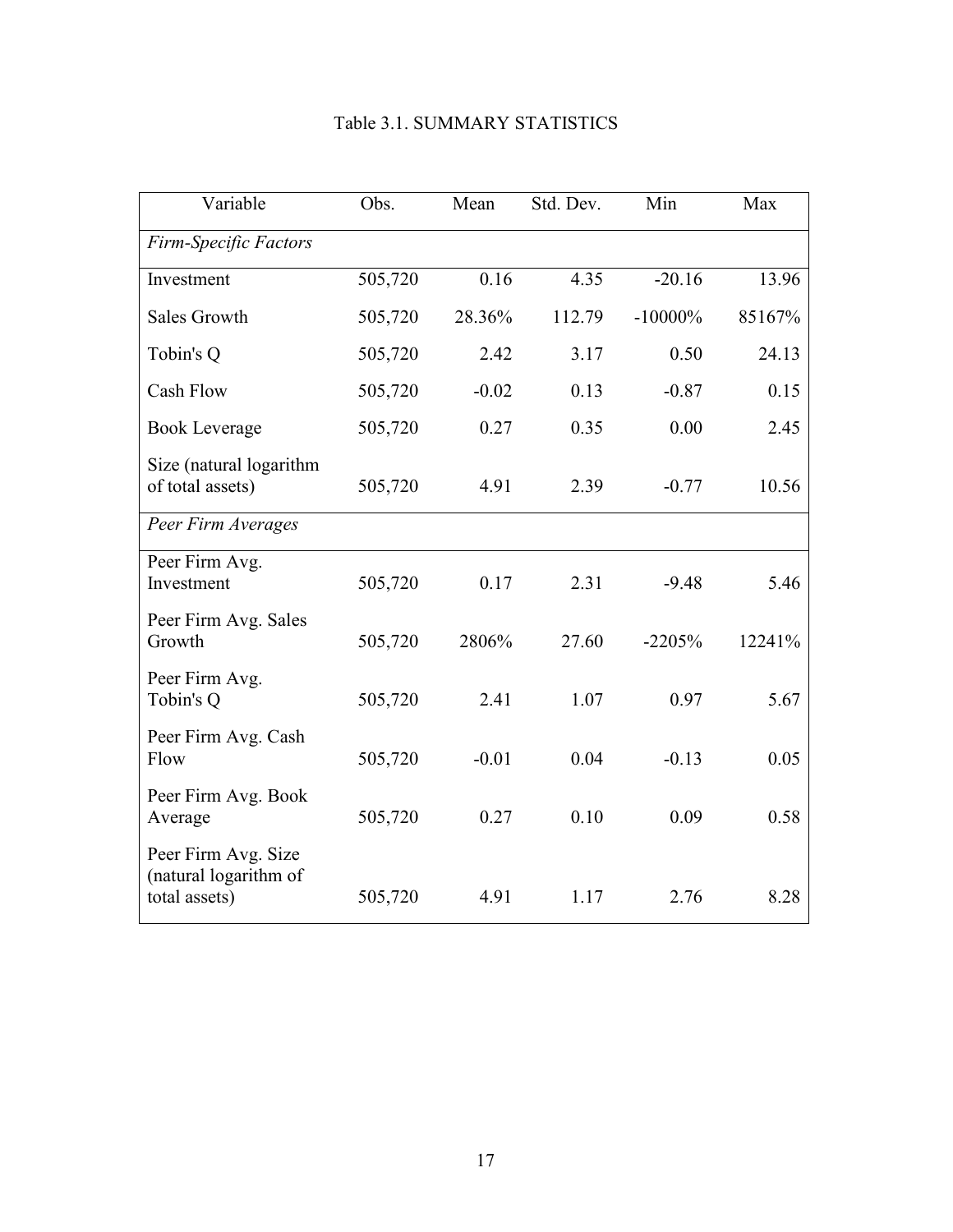Table 3.1. SUMMARY STATISTICS

| Variable | Obs. | Mean | Std. Dev. | Min | Max |
|---|---|---|---|---|---|
| *Firm-Specific Factors* | | | | | |
| Investment | 505,720 | 0.16 | 4.35 | -20.16 | 13.96 |
| Sales Growth | 505,720 | 28.36% | 112.79 | -10000% | 85167% |
| Tobin's Q | 505,720 | 2.42 | 3.17 | 0.50 | 24.13 |
| Cash Flow | 505,720 | -0.02 | 0.13 | -0.87 | 0.15 |
| Book Leverage | 505,720 | 0.27 | 0.35 | 0.00 | 2.45 |
| Size (natural logarithm of total assets) | 505,720 | 4.91 | 2.39 | -0.77 | 10.56 |
| *Peer Firm Averages* | | | | | |
| Peer Firm Avg. Investment | 505,720 | 0.17 | 2.31 | -9.48 | 5.46 |
| Peer Firm Avg. Sales Growth | 505,720 | 2806% | 27.60 | -2205% | 12241% |
| Peer Firm Avg. Tobin's Q | 505,720 | 2.41 | 1.07 | 0.97 | 5.67 |
| Peer Firm Avg. Cash Flow | 505,720 | -0.01 | 0.04 | -0.13 | 0.05 |
| Peer Firm Avg. Book Average | 505,720 | 0.27 | 0.10 | 0.09 | 0.58 |
| Peer Firm Avg. Size (natural logarithm of total assets) | 505,720 | 4.91 | 1.17 | 2.76 | 8.28 |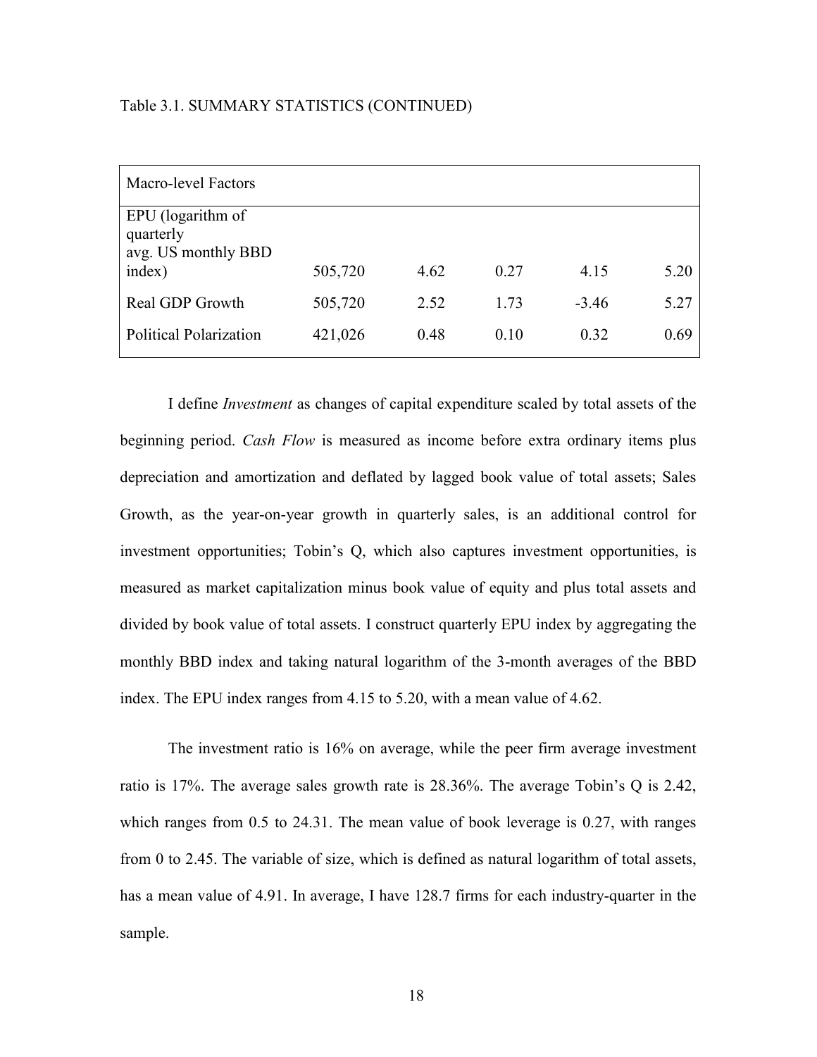Table 3.1. SUMMARY STATISTICS (CONTINUED)

| Macro-level Factors | | | | | |
|---|---|---|---|---|---|
| EPU (logarithm of quarterly avg. US monthly BBD index) | 505,720 | 4.62 | 0.27 | 4.15 | 5.20 |
| Real GDP Growth | 505,720 | 2.52 | 1.73 | -3.46 | 5.27 |
| Political Polarization | 421,026 | 0.48 | 0.10 | 0.32 | 0.69 |

I define *Investment* as changes of capital expenditure scaled by total assets of the beginning period. *Cash Flow* is measured as income before extra ordinary items plus depreciation and amortization and deflated by lagged book value of total assets; Sales Growth, as the year-on-year growth in quarterly sales, is an additional control for investment opportunities; Tobin's Q, which also captures investment opportunities, is measured as market capitalization minus book value of equity and plus total assets and divided by book value of total assets. I construct quarterly EPU index by aggregating the monthly BBD index and taking natural logarithm of the 3-month averages of the BBD index. The EPU index ranges from 4.15 to 5.20, with a mean value of 4.62.

The investment ratio is 16% on average, while the peer firm average investment ratio is 17%. The average sales growth rate is 28.36%. The average Tobin's Q is 2.42, which ranges from 0.5 to 24.31. The mean value of book leverage is 0.27, with ranges from 0 to 2.45. The variable of size, which is defined as natural logarithm of total assets, has a mean value of 4.91. In average, I have 128.7 firms for each industry-quarter in the sample.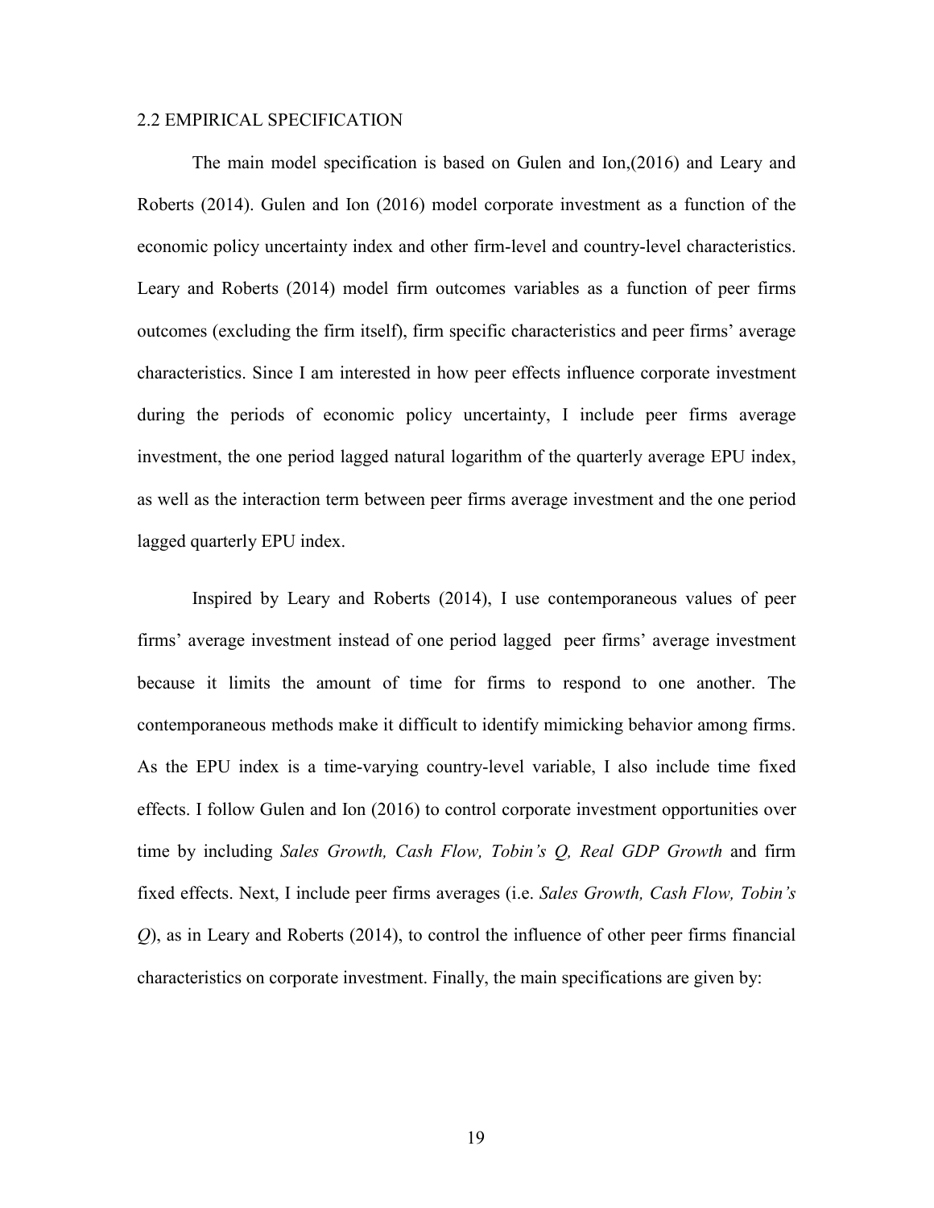## 2.2 EMPIRICAL SPECIFICATION

The main model specification is based on Gulen and Ion,(2016) and Leary and Roberts (2014). Gulen and Ion (2016) model corporate investment as a function of the economic policy uncertainty index and other firm-level and country-level characteristics. Leary and Roberts (2014) model firm outcomes variables as a function of peer firms outcomes (excluding the firm itself), firm specific characteristics and peer firms' average characteristics. Since I am interested in how peer effects influence corporate investment during the periods of economic policy uncertainty, I include peer firms average investment, the one period lagged natural logarithm of the quarterly average EPU index, as well as the interaction term between peer firms average investment and the one period lagged quarterly EPU index.

Inspired by Leary and Roberts (2014), I use contemporaneous values of peer firms' average investment instead of one period lagged peer firms' average investment because it limits the amount of time for firms to respond to one another. The contemporaneous methods make it difficult to identify mimicking behavior among firms. As the EPU index is a time-varying country-level variable, I also include time fixed effects. I follow Gulen and Ion (2016) to control corporate investment opportunities over time by including *Sales Growth, Cash Flow, Tobin's Q, Real GDP Growth* and firm fixed effects. Next, I include peer firms averages (i.e. *Sales Growth, Cash Flow, Tobin's Q*), as in Leary and Roberts (2014), to control the influence of other peer firms financial characteristics on corporate investment. Finally, the main specifications are given by: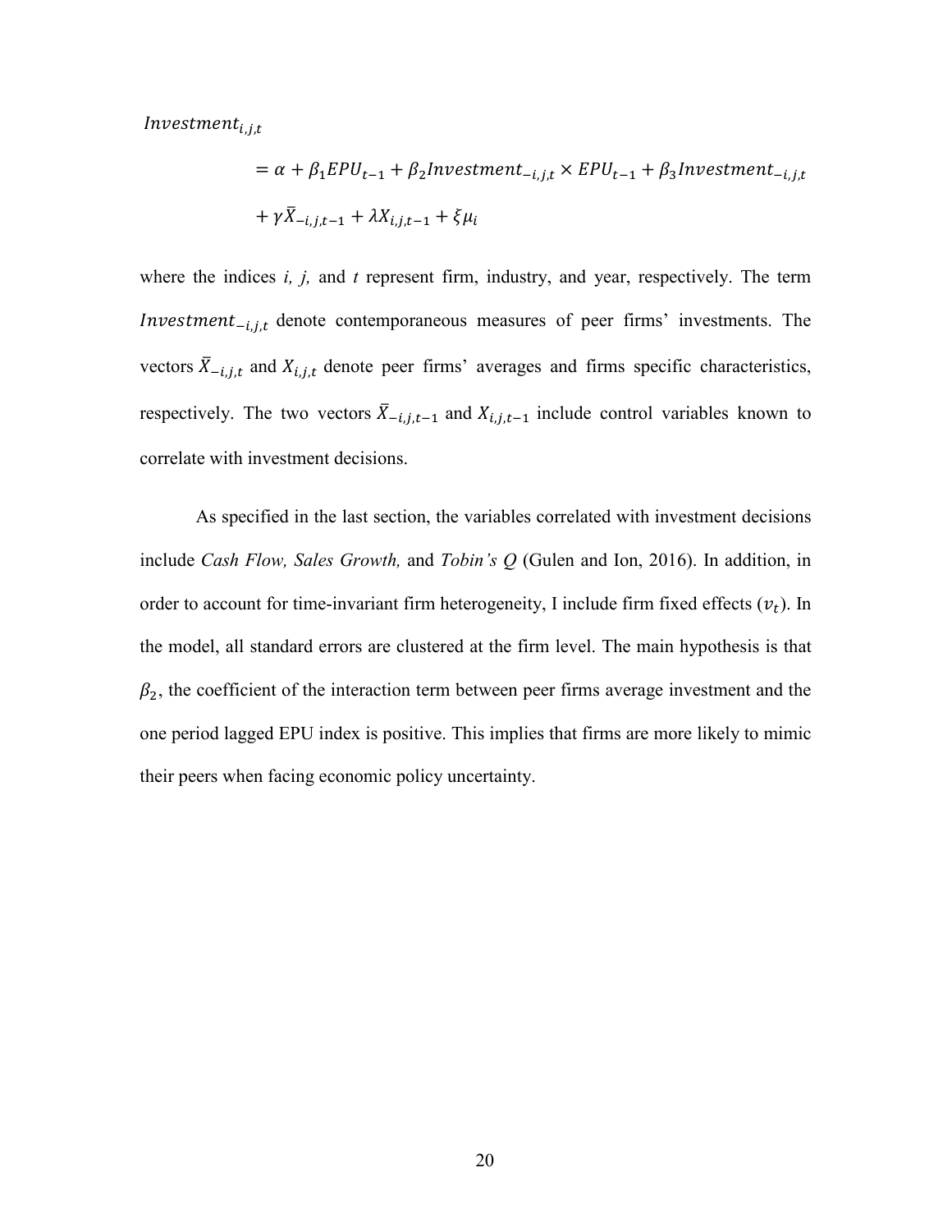$$
\begin{aligned}
&Investment_{i,j,t} \\
&\quad = \alpha + \beta_1 EPU_{t-1} + \beta_2 Investment_{-i,j,t} \times EPU_{t-1} + \beta_3 Investment_{-i,j,t} \\
&\quad + \gamma \bar{X}_{-i,j,t-1} + \lambda X_{i,j,t-1} + \xi \mu_i
\end{aligned}
$$

where the indices *i, j,* and *t* represent firm, industry, and year, respectively. The term $Investment_{-i,j,t}$ denote contemporaneous measures of peer firms' investments. The vectors $\bar{X}_{-i,j,t}$ and $X_{i,j,t}$ denote peer firms' averages and firms specific characteristics, respectively. The two vectors $\bar{X}_{-i,j,t-1}$ and $X_{i,j,t-1}$ include control variables known to correlate with investment decisions.

As specified in the last section, the variables correlated with investment decisions include *Cash Flow, Sales Growth,* and *Tobin's Q* (Gulen and Ion, 2016). In addition, in order to account for time-invariant firm heterogeneity, I include firm fixed effects ($v_t$). In the model, all standard errors are clustered at the firm level. The main hypothesis is that $\beta_2$, the coefficient of the interaction term between peer firms average investment and the one period lagged EPU index is positive. This implies that firms are more likely to mimic their peers when facing economic policy uncertainty.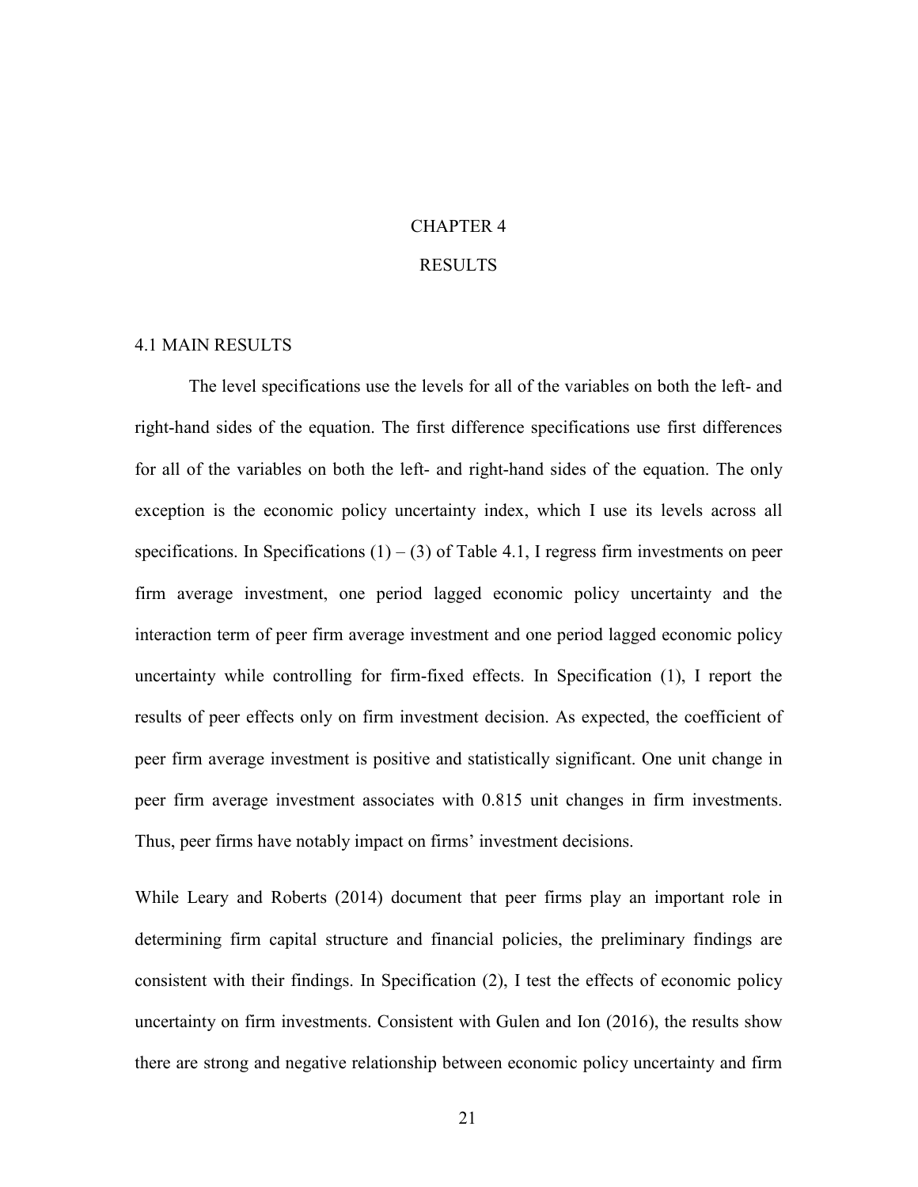# CHAPTER 4

# RESULTS

## 4.1 MAIN RESULTS

The level specifications use the levels for all of the variables on both the left- and right-hand sides of the equation. The first difference specifications use first differences for all of the variables on both the left- and right-hand sides of the equation. The only exception is the economic policy uncertainty index, which I use its levels across all specifications. In Specifications (1) – (3) of Table 4.1, I regress firm investments on peer firm average investment, one period lagged economic policy uncertainty and the interaction term of peer firm average investment and one period lagged economic policy uncertainty while controlling for firm-fixed effects. In Specification (1), I report the results of peer effects only on firm investment decision. As expected, the coefficient of peer firm average investment is positive and statistically significant. One unit change in peer firm average investment associates with 0.815 unit changes in firm investments. Thus, peer firms have notably impact on firms' investment decisions.

While Leary and Roberts (2014) document that peer firms play an important role in determining firm capital structure and financial policies, the preliminary findings are consistent with their findings. In Specification (2), I test the effects of economic policy uncertainty on firm investments. Consistent with Gulen and Ion (2016), the results show there are strong and negative relationship between economic policy uncertainty and firm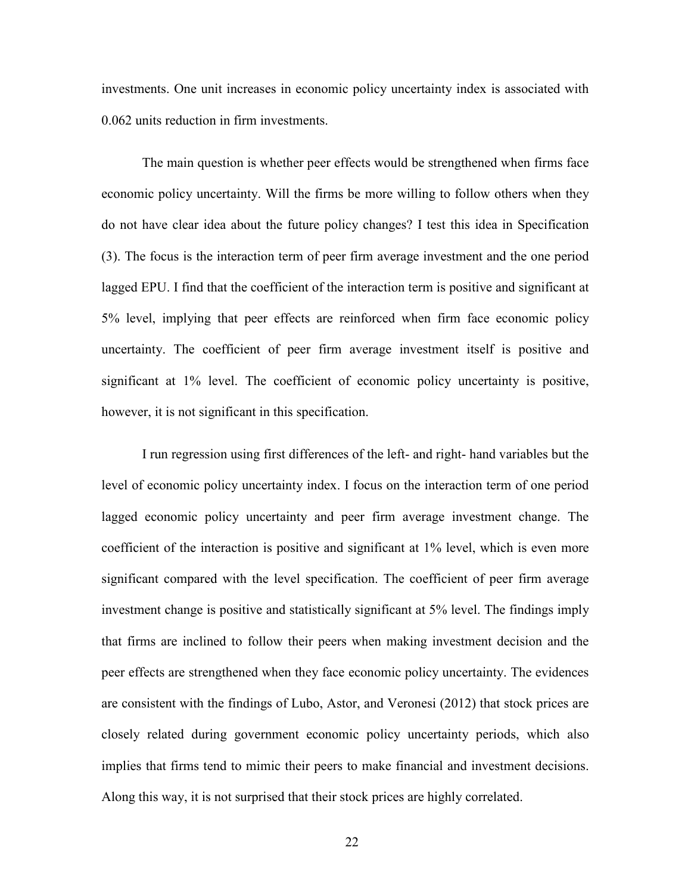investments. One unit increases in economic policy uncertainty index is associated with 0.062 units reduction in firm investments.

The main question is whether peer effects would be strengthened when firms face economic policy uncertainty. Will the firms be more willing to follow others when they do not have clear idea about the future policy changes? I test this idea in Specification (3). The focus is the interaction term of peer firm average investment and the one period lagged EPU. I find that the coefficient of the interaction term is positive and significant at 5% level, implying that peer effects are reinforced when firm face economic policy uncertainty. The coefficient of peer firm average investment itself is positive and significant at 1% level. The coefficient of economic policy uncertainty is positive, however, it is not significant in this specification.

I run regression using first differences of the left- and right- hand variables but the level of economic policy uncertainty index. I focus on the interaction term of one period lagged economic policy uncertainty and peer firm average investment change. The coefficient of the interaction is positive and significant at 1% level, which is even more significant compared with the level specification. The coefficient of peer firm average investment change is positive and statistically significant at 5% level. The findings imply that firms are inclined to follow their peers when making investment decision and the peer effects are strengthened when they face economic policy uncertainty. The evidences are consistent with the findings of Lubo, Astor, and Veronesi (2012) that stock prices are closely related during government economic policy uncertainty periods, which also implies that firms tend to mimic their peers to make financial and investment decisions. Along this way, it is not surprised that their stock prices are highly correlated.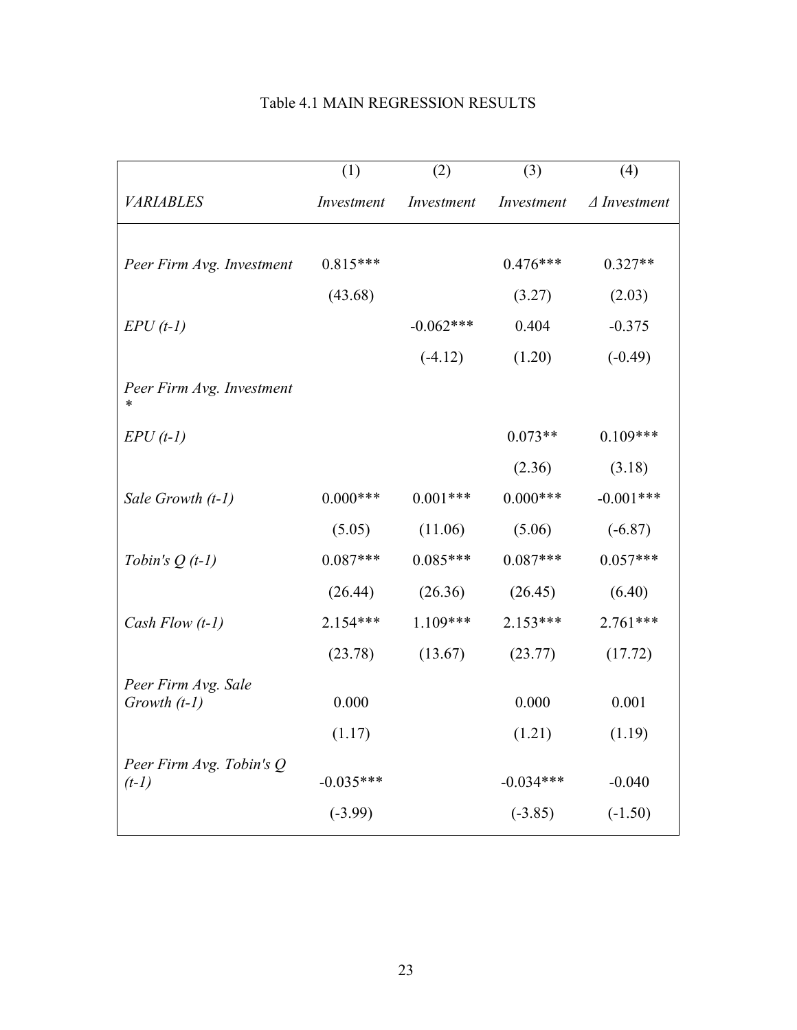Table 4.1 MAIN REGRESSION RESULTS

| | (1) | (2) | (3) | (4) |
|---|---|---|---|---|
| *VARIABLES* | *Investment* | *Investment* | *Investment* | *Δ Investment* |
| *Peer Firm Avg. Investment* | 0.815*** | | 0.476*** | 0.327** |
| | (43.68) | | (3.27) | (2.03) |
| *EPU (t-1)* | | -0.062*** | 0.404 | -0.375 |
| | | (-4.12) | (1.20) | (-0.49) |
| *Peer Firm Avg. Investment * EPU (t-1)* | | | 0.073** | 0.109*** |
| | | | (2.36) | (3.18) |
| *Sale Growth (t-1)* | 0.000*** | 0.001*** | 0.000*** | -0.001*** |
| | (5.05) | (11.06) | (5.06) | (-6.87) |
| *Tobin's Q (t-1)* | 0.087*** | 0.085*** | 0.087*** | 0.057*** |
| | (26.44) | (26.36) | (26.45) | (6.40) |
| *Cash Flow (t-1)* | 2.154*** | 1.109*** | 2.153*** | 2.761*** |
| | (23.78) | (13.67) | (23.77) | (17.72) |
| *Peer Firm Avg. Sale Growth (t-1)* | 0.000 | | 0.000 | 0.001 |
| | (1.17) | | (1.21) | (1.19) |
| *Peer Firm Avg. Tobin's Q (t-1)* | -0.035*** | | -0.034*** | -0.040 |
| | (-3.99) | | (-3.85) | (-1.50) |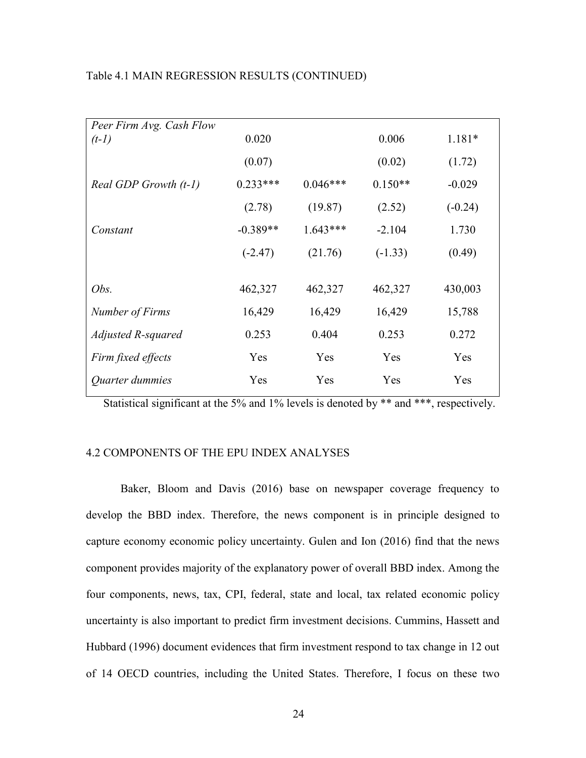Table 4.1 MAIN REGRESSION RESULTS (CONTINUED)

| | | | | |
|---|---|---|---|---|
| *Peer Firm Avg. Cash Flow (t-1)* | 0.020 | | 0.006 | 1.181* |
| | (0.07) | | (0.02) | (1.72) |
| *Real GDP Growth (t-1)* | 0.233*** | 0.046*** | 0.150** | -0.029 |
| | (2.78) | (19.87) | (2.52) | (-0.24) |
| *Constant* | -0.389** | 1.643*** | -2.104 | 1.730 |
| | (-2.47) | (21.76) | (-1.33) | (0.49) |
| *Obs.* | 462,327 | 462,327 | 462,327 | 430,003 |
| *Number of Firms* | 16,429 | 16,429 | 16,429 | 15,788 |
| *Adjusted R-squared* | 0.253 | 0.404 | 0.253 | 0.272 |
| *Firm fixed effects* | Yes | Yes | Yes | Yes |
| *Quarter dummies* | Yes | Yes | Yes | Yes |

Statistical significant at the 5% and 1% levels is denoted by ** and ***, respectively.

## 4.2 COMPONENTS OF THE EPU INDEX ANALYSES

Baker, Bloom and Davis (2016) base on newspaper coverage frequency to develop the BBD index. Therefore, the news component is in principle designed to capture economy economic policy uncertainty. Gulen and Ion (2016) find that the news component provides majority of the explanatory power of overall BBD index. Among the four components, news, tax, CPI, federal, state and local, tax related economic policy uncertainty is also important to predict firm investment decisions. Cummins, Hassett and Hubbard (1996) document evidences that firm investment respond to tax change in 12 out of 14 OECD countries, including the United States. Therefore, I focus on these two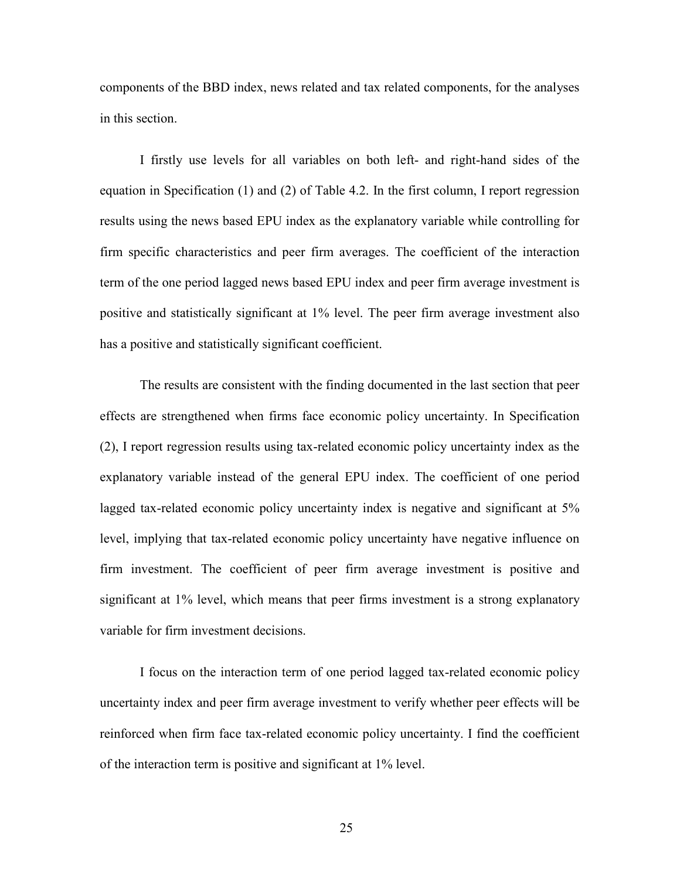components of the BBD index, news related and tax related components, for the analyses in this section.

I firstly use levels for all variables on both left- and right-hand sides of the equation in Specification (1) and (2) of Table 4.2. In the first column, I report regression results using the news based EPU index as the explanatory variable while controlling for firm specific characteristics and peer firm averages. The coefficient of the interaction term of the one period lagged news based EPU index and peer firm average investment is positive and statistically significant at 1% level. The peer firm average investment also has a positive and statistically significant coefficient.

The results are consistent with the finding documented in the last section that peer effects are strengthened when firms face economic policy uncertainty. In Specification (2), I report regression results using tax-related economic policy uncertainty index as the explanatory variable instead of the general EPU index. The coefficient of one period lagged tax-related economic policy uncertainty index is negative and significant at 5% level, implying that tax-related economic policy uncertainty have negative influence on firm investment. The coefficient of peer firm average investment is positive and significant at 1% level, which means that peer firms investment is a strong explanatory variable for firm investment decisions.

I focus on the interaction term of one period lagged tax-related economic policy uncertainty index and peer firm average investment to verify whether peer effects will be reinforced when firm face tax-related economic policy uncertainty. I find the coefficient of the interaction term is positive and significant at 1% level.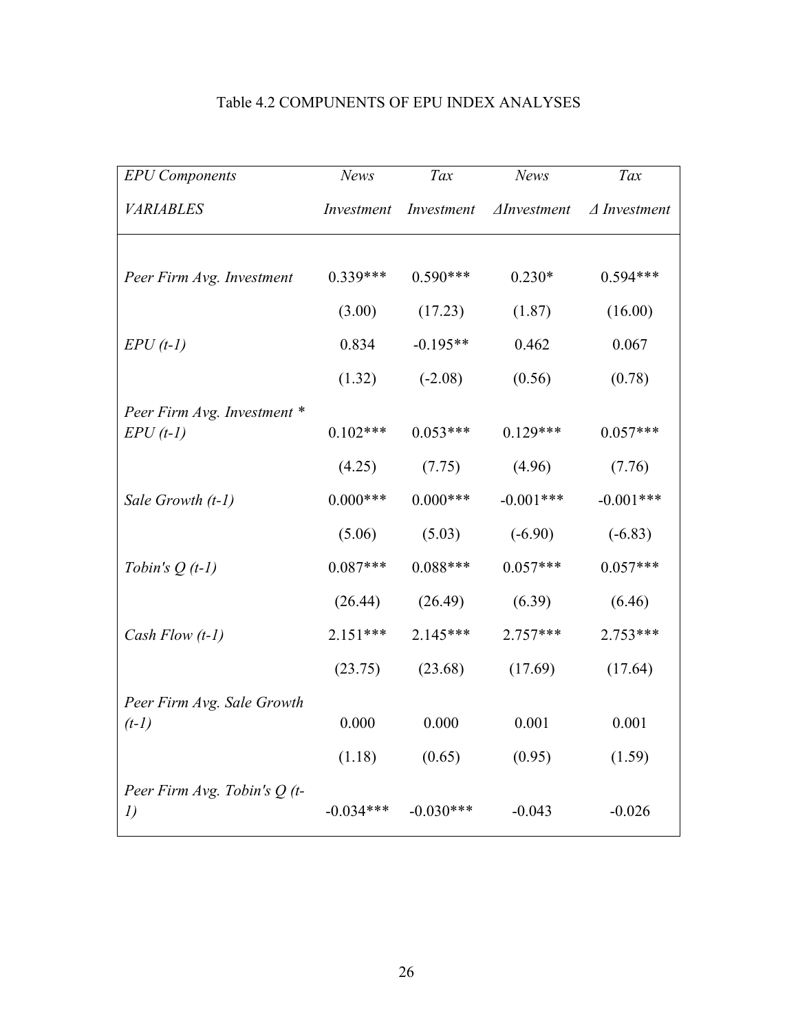Table 4.2 COMPUNENTS OF EPU INDEX ANALYSES

| *EPU Components* | *News* | *Tax* | *News* | *Tax* |
|---|---|---|---|---|
| *VARIABLES* | *Investment* | *Investment* | *ΔInvestment* | *Δ Investment* |
| | | | | |
| *Peer Firm Avg. Investment* | 0.339*** | 0.590*** | 0.230* | 0.594*** |
| | (3.00) | (17.23) | (1.87) | (16.00) |
| *EPU (t-1)* | 0.834 | -0.195** | 0.462 | 0.067 |
| | (1.32) | (-2.08) | (0.56) | (0.78) |
| *Peer Firm Avg. Investment * EPU (t-1)* | 0.102*** | 0.053*** | 0.129*** | 0.057*** |
| | (4.25) | (7.75) | (4.96) | (7.76) |
| *Sale Growth (t-1)* | 0.000*** | 0.000*** | -0.001*** | -0.001*** |
| | (5.06) | (5.03) | (-6.90) | (-6.83) |
| *Tobin's Q (t-1)* | 0.087*** | 0.088*** | 0.057*** | 0.057*** |
| | (26.44) | (26.49) | (6.39) | (6.46) |
| *Cash Flow (t-1)* | 2.151*** | 2.145*** | 2.757*** | 2.753*** |
| | (23.75) | (23.68) | (17.69) | (17.64) |
| *Peer Firm Avg. Sale Growth (t-1)* | 0.000 | 0.000 | 0.001 | 0.001 |
| | (1.18) | (0.65) | (0.95) | (1.59) |
| *Peer Firm Avg. Tobin's Q (t-1)* | -0.034*** | -0.030*** | -0.043 | -0.026 |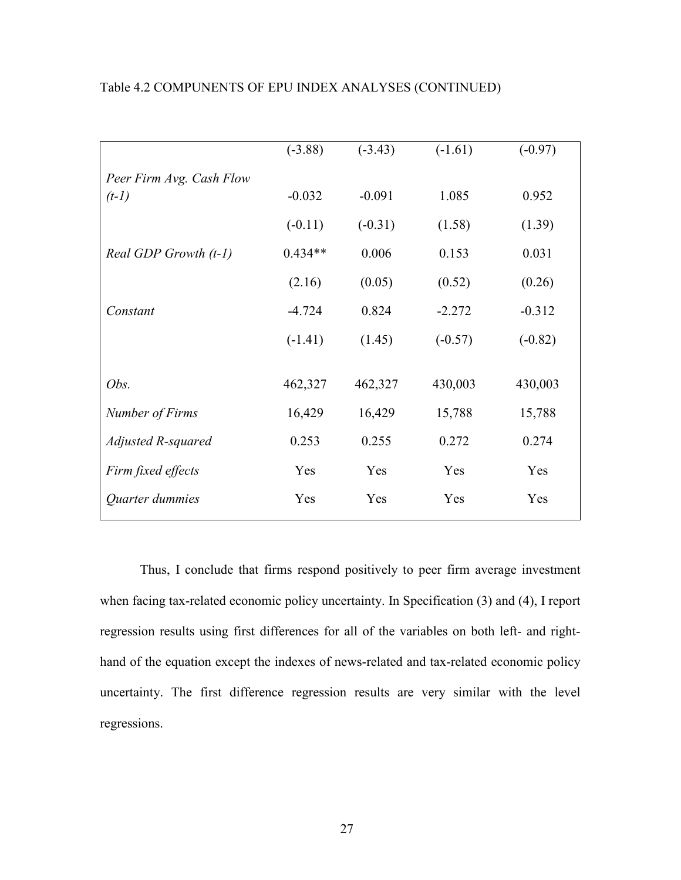Table 4.2 COMPUNENTS OF EPU INDEX ANALYSES (CONTINUED)

| | | | | |
|---|---|---|---|---|
| | (-3.88) | (-3.43) | (-1.61) | (-0.97) |
| *Peer Firm Avg. Cash Flow (t-1)* | -0.032 | -0.091 | 1.085 | 0.952 |
| | (-0.11) | (-0.31) | (1.58) | (1.39) |
| *Real GDP Growth (t-1)* | 0.434** | 0.006 | 0.153 | 0.031 |
| | (2.16) | (0.05) | (0.52) | (0.26) |
| *Constant* | -4.724 | 0.824 | -2.272 | -0.312 |
| | (-1.41) | (1.45) | (-0.57) | (-0.82) |
| *Obs.* | 462,327 | 462,327 | 430,003 | 430,003 |
| *Number of Firms* | 16,429 | 16,429 | 15,788 | 15,788 |
| *Adjusted R-squared* | 0.253 | 0.255 | 0.272 | 0.274 |
| *Firm fixed effects* | Yes | Yes | Yes | Yes |
| *Quarter dummies* | Yes | Yes | Yes | Yes |

Thus, I conclude that firms respond positively to peer firm average investment when facing tax-related economic policy uncertainty. In Specification (3) and (4), I report regression results using first differences for all of the variables on both left- and right-hand of the equation except the indexes of news-related and tax-related economic policy uncertainty. The first difference regression results are very similar with the level regressions.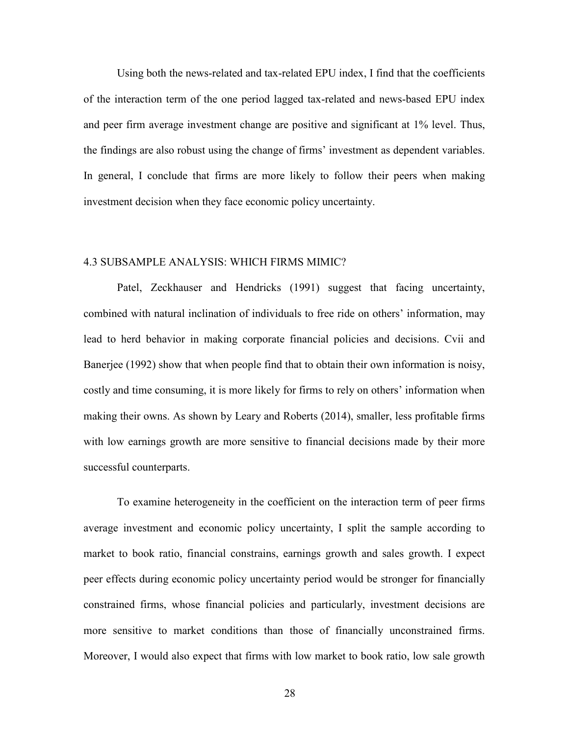Using both the news-related and tax-related EPU index, I find that the coefficients of the interaction term of the one period lagged tax-related and news-based EPU index and peer firm average investment change are positive and significant at 1% level. Thus, the findings are also robust using the change of firms' investment as dependent variables. In general, I conclude that firms are more likely to follow their peers when making investment decision when they face economic policy uncertainty.

### 4.3 SUBSAMPLE ANALYSIS: WHICH FIRMS MIMIC?

Patel, Zeckhauser and Hendricks (1991) suggest that facing uncertainty, combined with natural inclination of individuals to free ride on others' information, may lead to herd behavior in making corporate financial policies and decisions. Cvii and Banerjee (1992) show that when people find that to obtain their own information is noisy, costly and time consuming, it is more likely for firms to rely on others' information when making their owns. As shown by Leary and Roberts (2014), smaller, less profitable firms with low earnings growth are more sensitive to financial decisions made by their more successful counterparts.

To examine heterogeneity in the coefficient on the interaction term of peer firms average investment and economic policy uncertainty, I split the sample according to market to book ratio, financial constrains, earnings growth and sales growth. I expect peer effects during economic policy uncertainty period would be stronger for financially constrained firms, whose financial policies and particularly, investment decisions are more sensitive to market conditions than those of financially unconstrained firms. Moreover, I would also expect that firms with low market to book ratio, low sale growth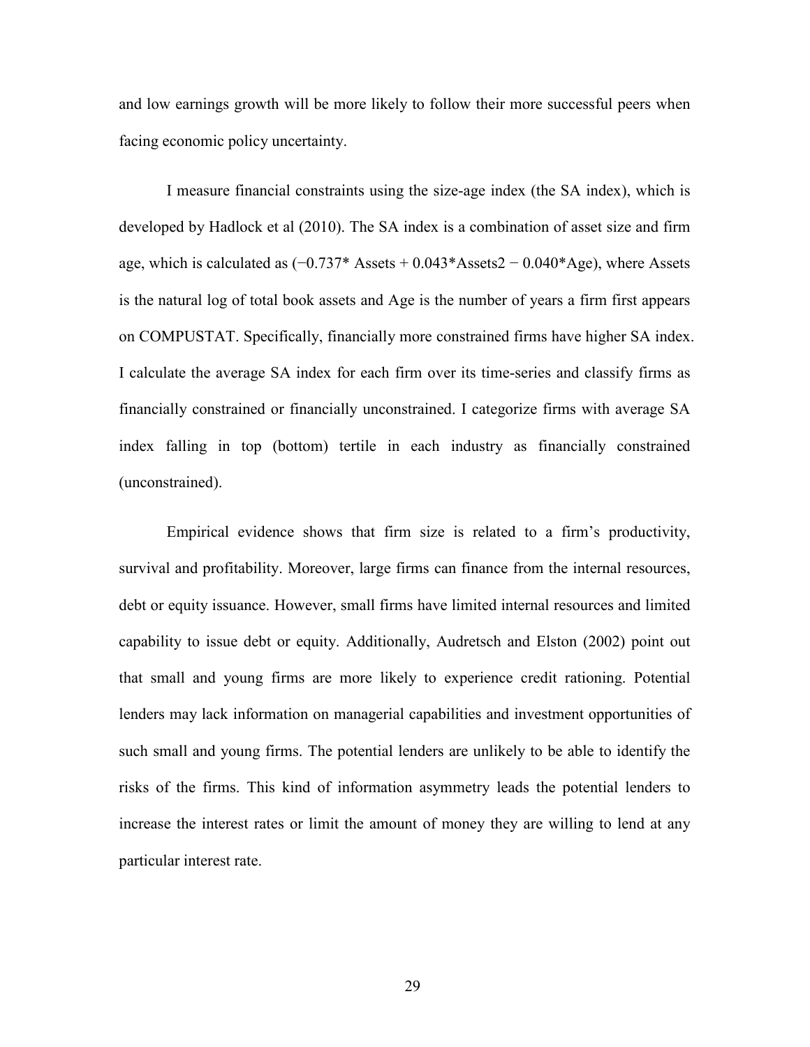and low earnings growth will be more likely to follow their more successful peers when facing economic policy uncertainty.

I measure financial constraints using the size-age index (the SA index), which is developed by Hadlock et al (2010). The SA index is a combination of asset size and firm age, which is calculated as ($-0.737 * \text{Assets} + 0.043 * \text{Assets}^2 - 0.040 * \text{Age}$), where Assets is the natural log of total book assets and Age is the number of years a firm first appears on COMPUSTAT. Specifically, financially more constrained firms have higher SA index. I calculate the average SA index for each firm over its time-series and classify firms as financially constrained or financially unconstrained. I categorize firms with average SA index falling in top (bottom) tertile in each industry as financially constrained (unconstrained).

Empirical evidence shows that firm size is related to a firm's productivity, survival and profitability. Moreover, large firms can finance from the internal resources, debt or equity issuance. However, small firms have limited internal resources and limited capability to issue debt or equity. Additionally, Audretsch and Elston (2002) point out that small and young firms are more likely to experience credit rationing. Potential lenders may lack information on managerial capabilities and investment opportunities of such small and young firms. The potential lenders are unlikely to be able to identify the risks of the firms. This kind of information asymmetry leads the potential lenders to increase the interest rates or limit the amount of money they are willing to lend at any particular interest rate.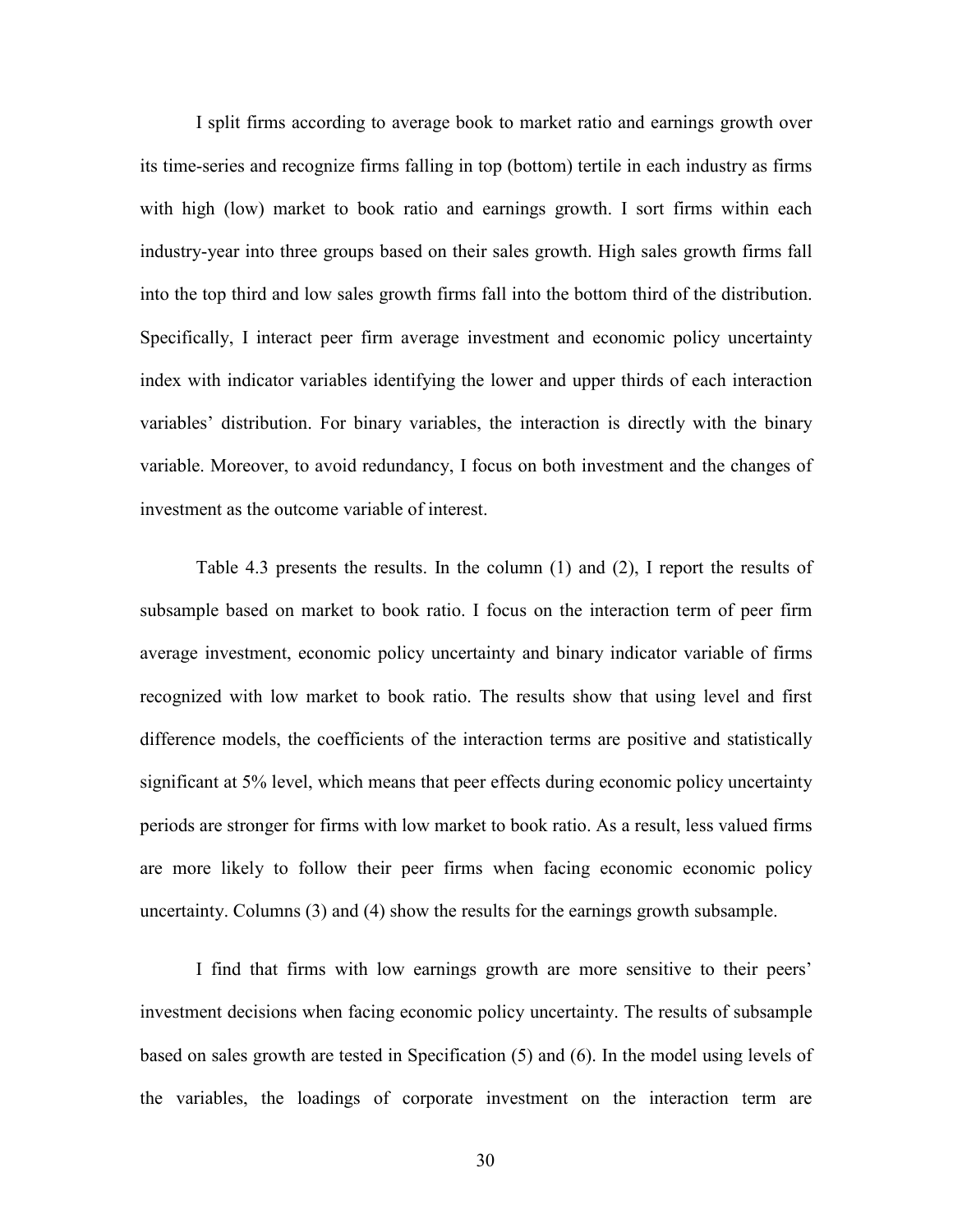I split firms according to average book to market ratio and earnings growth over its time-series and recognize firms falling in top (bottom) tertile in each industry as firms with high (low) market to book ratio and earnings growth. I sort firms within each industry-year into three groups based on their sales growth. High sales growth firms fall into the top third and low sales growth firms fall into the bottom third of the distribution. Specifically, I interact peer firm average investment and economic policy uncertainty index with indicator variables identifying the lower and upper thirds of each interaction variables' distribution. For binary variables, the interaction is directly with the binary variable. Moreover, to avoid redundancy, I focus on both investment and the changes of investment as the outcome variable of interest.

Table 4.3 presents the results. In the column (1) and (2), I report the results of subsample based on market to book ratio. I focus on the interaction term of peer firm average investment, economic policy uncertainty and binary indicator variable of firms recognized with low market to book ratio. The results show that using level and first difference models, the coefficients of the interaction terms are positive and statistically significant at 5% level, which means that peer effects during economic policy uncertainty periods are stronger for firms with low market to book ratio. As a result, less valued firms are more likely to follow their peer firms when facing economic economic policy uncertainty. Columns (3) and (4) show the results for the earnings growth subsample.

I find that firms with low earnings growth are more sensitive to their peers' investment decisions when facing economic policy uncertainty. The results of subsample based on sales growth are tested in Specification (5) and (6). In the model using levels of the variables, the loadings of corporate investment on the interaction term are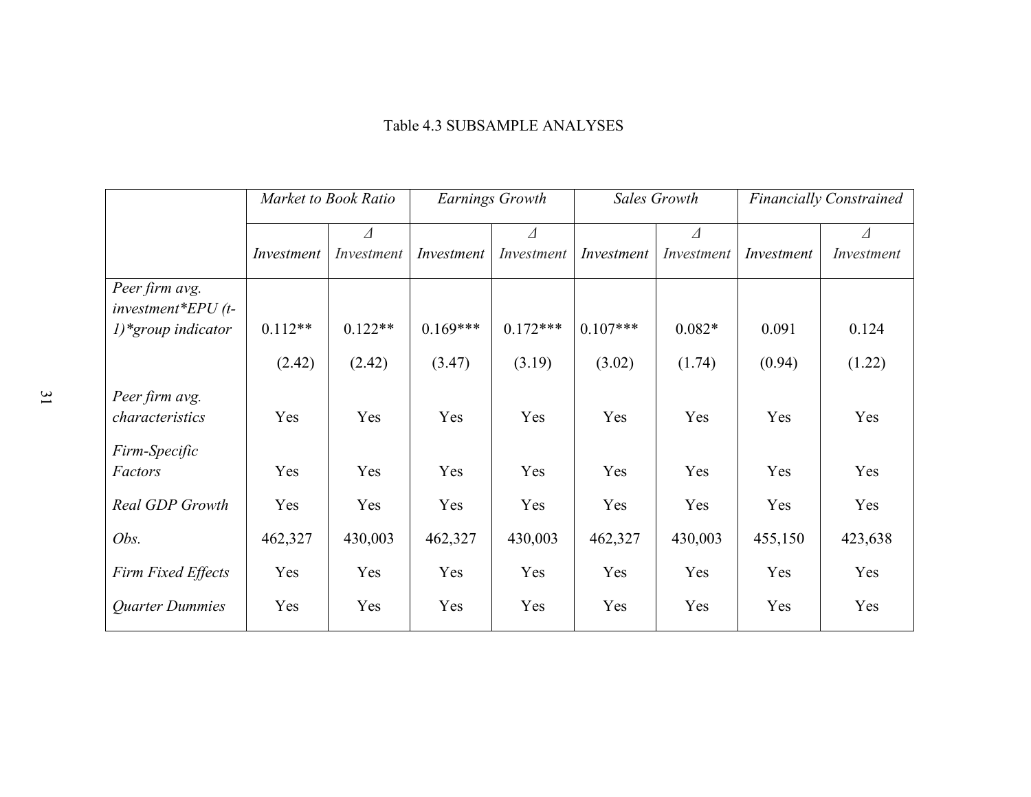Table 4.3 SUBSAMPLE ANALYSES

| | *Market to Book Ratio* | | *Earnings Growth* | | *Sales Growth* | | *Financially Constrained* | |
|---|---|---|---|---|---|---|---|---|
| | *Investment* | *Δ Investment* | *Investment* | *Δ Investment* | *Investment* | *Δ Investment* | *Investment* | *Δ Investment* |
| *Peer firm avg. investment*EPU (t-1)*group indicator* | 0.112** | 0.122** | 0.169*** | 0.172*** | 0.107*** | 0.082* | 0.091 | 0.124 |
| | (2.42) | (2.42) | (3.47) | (3.19) | (3.02) | (1.74) | (0.94) | (1.22) |
| *Peer firm avg. characteristics* | Yes | Yes | Yes | Yes | Yes | Yes | Yes | Yes |
| *Firm-Specific Factors* | Yes | Yes | Yes | Yes | Yes | Yes | Yes | Yes |
| *Real GDP Growth* | Yes | Yes | Yes | Yes | Yes | Yes | Yes | Yes |
| *Obs.* | 462,327 | 430,003 | 462,327 | 430,003 | 462,327 | 430,003 | 455,150 | 423,638 |
| *Firm Fixed Effects* | Yes | Yes | Yes | Yes | Yes | Yes | Yes | Yes |
| *Quarter Dummies* | Yes | Yes | Yes | Yes | Yes | Yes | Yes | Yes |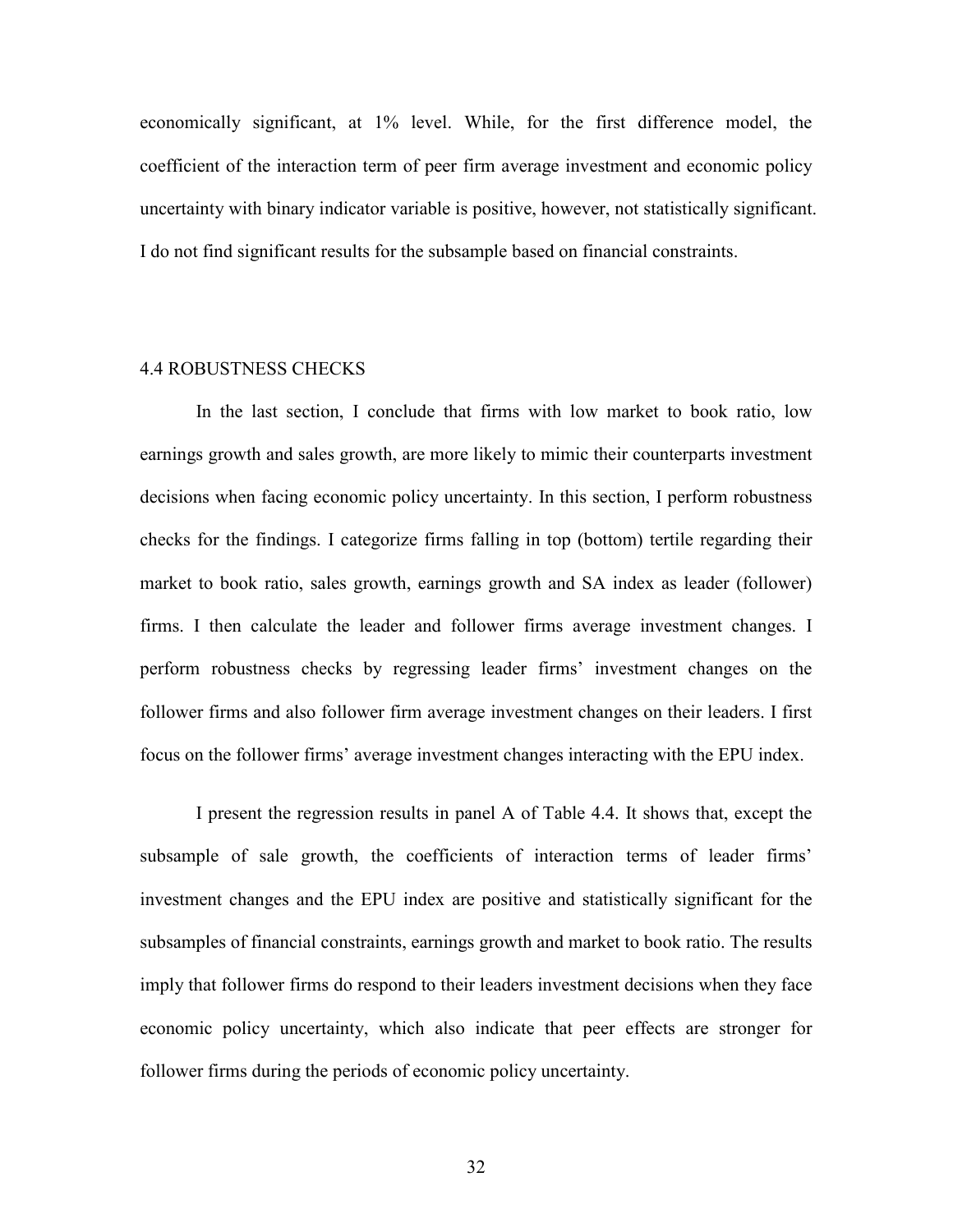economically significant, at 1% level. While, for the first difference model, the coefficient of the interaction term of peer firm average investment and economic policy uncertainty with binary indicator variable is positive, however, not statistically significant. I do not find significant results for the subsample based on financial constraints.

## 4.4 ROBUSTNESS CHECKS

In the last section, I conclude that firms with low market to book ratio, low earnings growth and sales growth, are more likely to mimic their counterparts investment decisions when facing economic policy uncertainty. In this section, I perform robustness checks for the findings. I categorize firms falling in top (bottom) tertile regarding their market to book ratio, sales growth, earnings growth and SA index as leader (follower) firms. I then calculate the leader and follower firms average investment changes. I perform robustness checks by regressing leader firms' investment changes on the follower firms and also follower firm average investment changes on their leaders. I first focus on the follower firms' average investment changes interacting with the EPU index.

I present the regression results in panel A of Table 4.4. It shows that, except the subsample of sale growth, the coefficients of interaction terms of leader firms' investment changes and the EPU index are positive and statistically significant for the subsamples of financial constraints, earnings growth and market to book ratio. The results imply that follower firms do respond to their leaders investment decisions when they face economic policy uncertainty, which also indicate that peer effects are stronger for follower firms during the periods of economic policy uncertainty.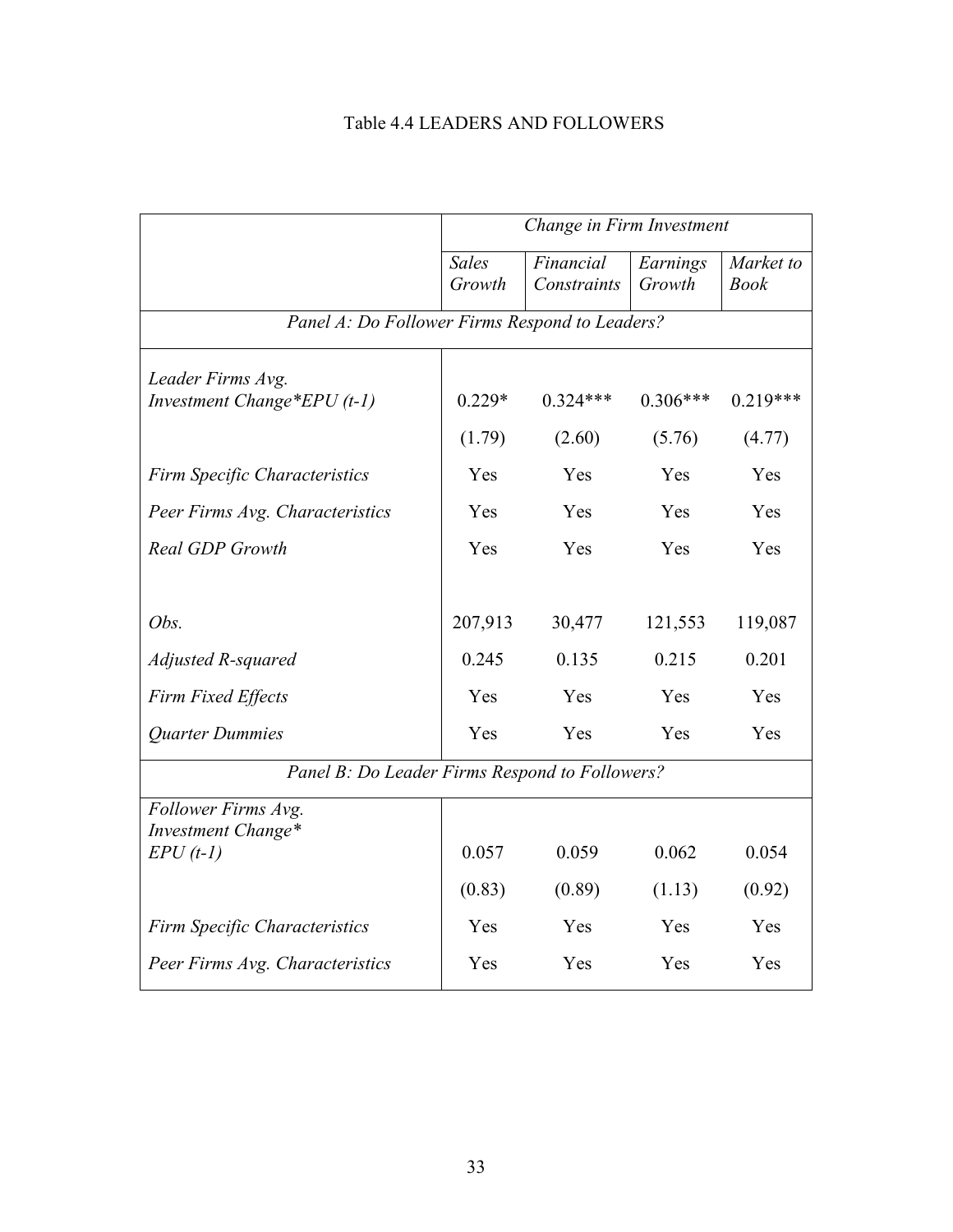# Table 4.4 LEADERS AND FOLLOWERS

| | *Change in Firm Investment* | | | |
|---|---|---|---|---|
| | *Sales Growth* | *Financial Constraints* | *Earnings Growth* | *Market to Book* |
| *Panel A: Do Follower Firms Respond to Leaders?* | | | | |
| *Leader Firms Avg. Investment Change*EPU (t-1)* | 0.229* | 0.324*** | 0.306*** | 0.219*** |
| | (1.79) | (2.60) | (5.76) | (4.77) |
| *Firm Specific Characteristics* | Yes | Yes | Yes | Yes |
| *Peer Firms Avg. Characteristics* | Yes | Yes | Yes | Yes |
| *Real GDP Growth* | Yes | Yes | Yes | Yes |
| *Obs.* | 207,913 | 30,477 | 121,553 | 119,087 |
| *Adjusted R-squared* | 0.245 | 0.135 | 0.215 | 0.201 |
| *Firm Fixed Effects* | Yes | Yes | Yes | Yes |
| *Quarter Dummies* | Yes | Yes | Yes | Yes |
| *Panel B: Do Leader Firms Respond to Followers?* | | | | |
| *Follower Firms Avg. Investment Change* EPU (t-1)* | 0.057 | 0.059 | 0.062 | 0.054 |
| | (0.83) | (0.89) | (1.13) | (0.92) |
| *Firm Specific Characteristics* | Yes | Yes | Yes | Yes |
| *Peer Firms Avg. Characteristics* | Yes | Yes | Yes | Yes |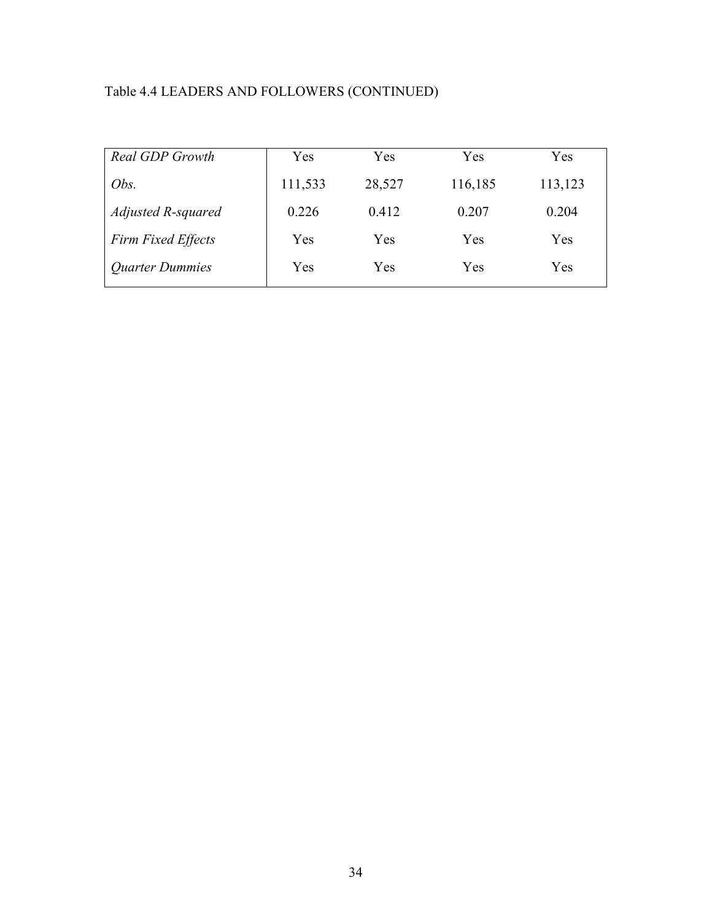Table 4.4 LEADERS AND FOLLOWERS (CONTINUED)

| | | | | |
|---|---|---|---|---|
| *Real GDP Growth* | Yes | Yes | Yes | Yes |
| *Obs.* | 111,533 | 28,527 | 116,185 | 113,123 |
| *Adjusted R-squared* | 0.226 | 0.412 | 0.207 | 0.204 |
| *Firm Fixed Effects* | Yes | Yes | Yes | Yes |
| *Quarter Dummies* | Yes | Yes | Yes | Yes |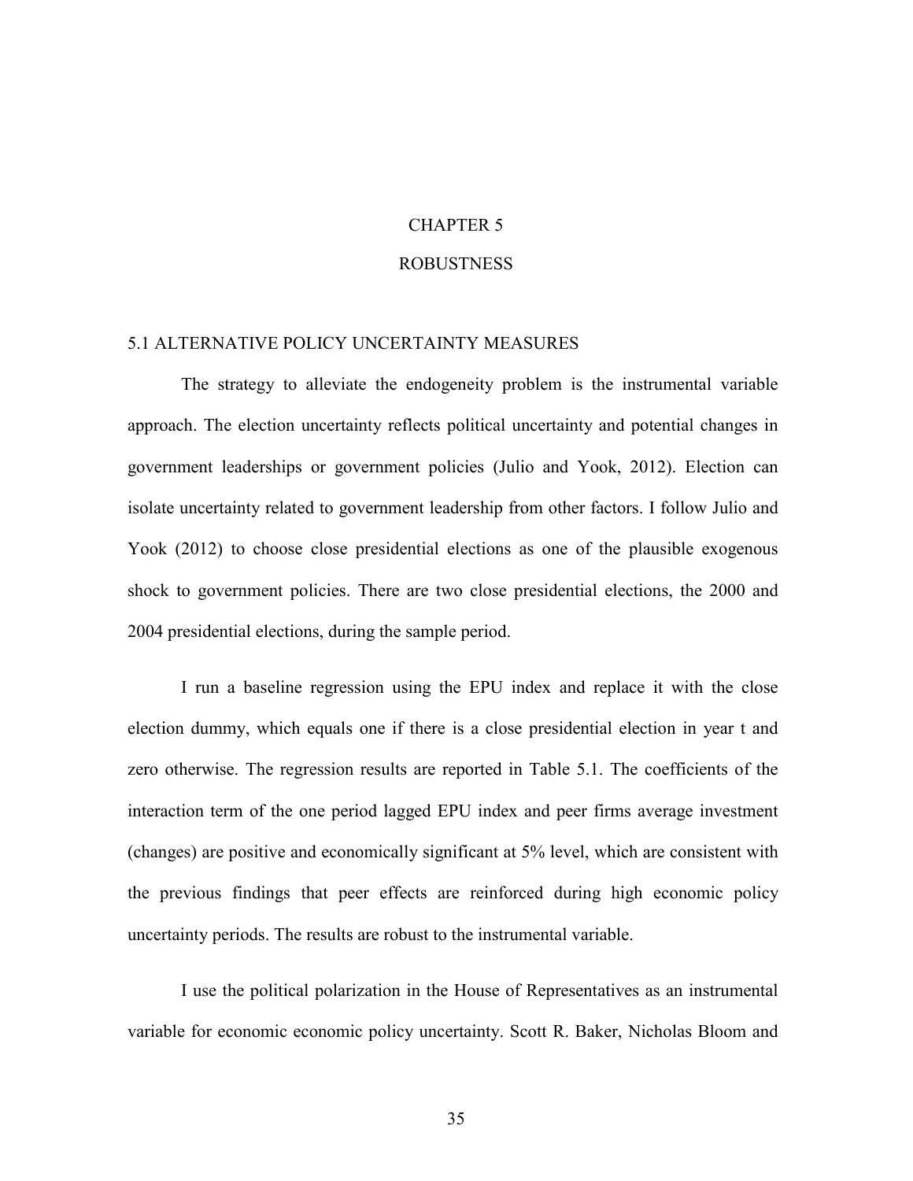# CHAPTER 5

# ROBUSTNESS

## 5.1 ALTERNATIVE POLICY UNCERTAINTY MEASURES

The strategy to alleviate the endogeneity problem is the instrumental variable approach. The election uncertainty reflects political uncertainty and potential changes in government leaderships or government policies (Julio and Yook, 2012). Election can isolate uncertainty related to government leadership from other factors. I follow Julio and Yook (2012) to choose close presidential elections as one of the plausible exogenous shock to government policies. There are two close presidential elections, the 2000 and 2004 presidential elections, during the sample period.

I run a baseline regression using the EPU index and replace it with the close election dummy, which equals one if there is a close presidential election in year t and zero otherwise. The regression results are reported in Table 5.1. The coefficients of the interaction term of the one period lagged EPU index and peer firms average investment (changes) are positive and economically significant at 5% level, which are consistent with the previous findings that peer effects are reinforced during high economic policy uncertainty periods. The results are robust to the instrumental variable.

I use the political polarization in the House of Representatives as an instrumental variable for economic economic policy uncertainty. Scott R. Baker, Nicholas Bloom and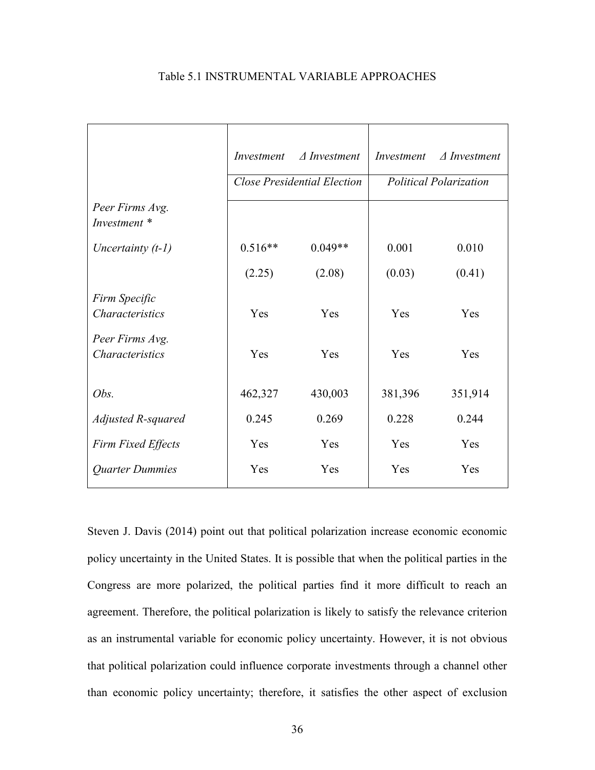Table 5.1 INSTRUMENTAL VARIABLE APPROACHES

| | *Investment* | *Δ Investment* | *Investment* | *Δ Investment* |
|---|---|---|---|---|
| | *Close Presidential Election* | | *Political Polarization* | |
| *Peer Firms Avg. Investment \** | | | | |
| *Uncertainty (t-1)* | 0.516** | 0.049** | 0.001 | 0.010 |
| | (2.25) | (2.08) | (0.03) | (0.41) |
| *Firm Specific Characteristics* | Yes | Yes | Yes | Yes |
| *Peer Firms Avg. Characteristics* | Yes | Yes | Yes | Yes |
| *Obs.* | 462,327 | 430,003 | 381,396 | 351,914 |
| *Adjusted R-squared* | 0.245 | 0.269 | 0.228 | 0.244 |
| *Firm Fixed Effects* | Yes | Yes | Yes | Yes |
| *Quarter Dummies* | Yes | Yes | Yes | Yes |

Steven J. Davis (2014) point out that political polarization increase economic economic policy uncertainty in the United States. It is possible that when the political parties in the Congress are more polarized, the political parties find it more difficult to reach an agreement. Therefore, the political polarization is likely to satisfy the relevance criterion as an instrumental variable for economic policy uncertainty. However, it is not obvious that political polarization could influence corporate investments through a channel other than economic policy uncertainty; therefore, it satisfies the other aspect of exclusion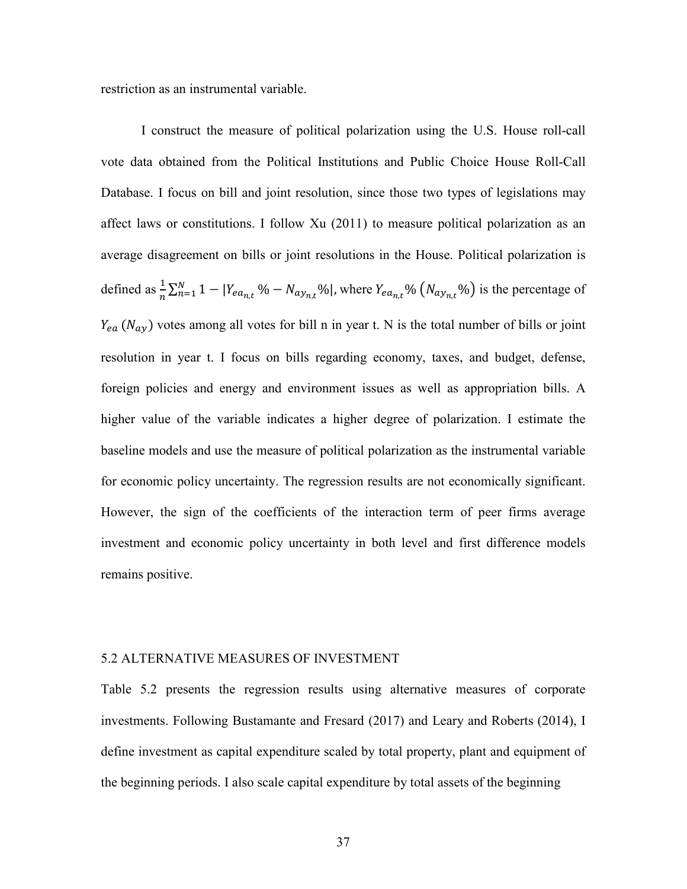restriction as an instrumental variable.

I construct the measure of political polarization using the U.S. House roll-call vote data obtained from the Political Institutions and Public Choice House Roll-Call Database. I focus on bill and joint resolution, since those two types of legislations may affect laws or constitutions. I follow Xu (2011) to measure political polarization as an average disagreement on bills or joint resolutions in the House. Political polarization is defined as $\frac{1}{n}\sum_{n=1}^{N} 1 - |Y_{ea_{n,t}}\% - N_{ay_{n,t}}\%|$, where $Y_{ea_{n,t}}\%$ $(N_{ay_{n,t}}\%)$ is the percentage of $Y_{ea}$ $(N_{ay})$ votes among all votes for bill n in year t. N is the total number of bills or joint resolution in year t. I focus on bills regarding economy, taxes, and budget, defense, foreign policies and energy and environment issues as well as appropriation bills. A higher value of the variable indicates a higher degree of polarization. I estimate the baseline models and use the measure of political polarization as the instrumental variable for economic policy uncertainty. The regression results are not economically significant. However, the sign of the coefficients of the interaction term of peer firms average investment and economic policy uncertainty in both level and first difference models remains positive.

## 5.2 ALTERNATIVE MEASURES OF INVESTMENT

Table 5.2 presents the regression results using alternative measures of corporate investments. Following Bustamante and Fresard (2017) and Leary and Roberts (2014), I define investment as capital expenditure scaled by total property, plant and equipment of the beginning periods. I also scale capital expenditure by total assets of the beginning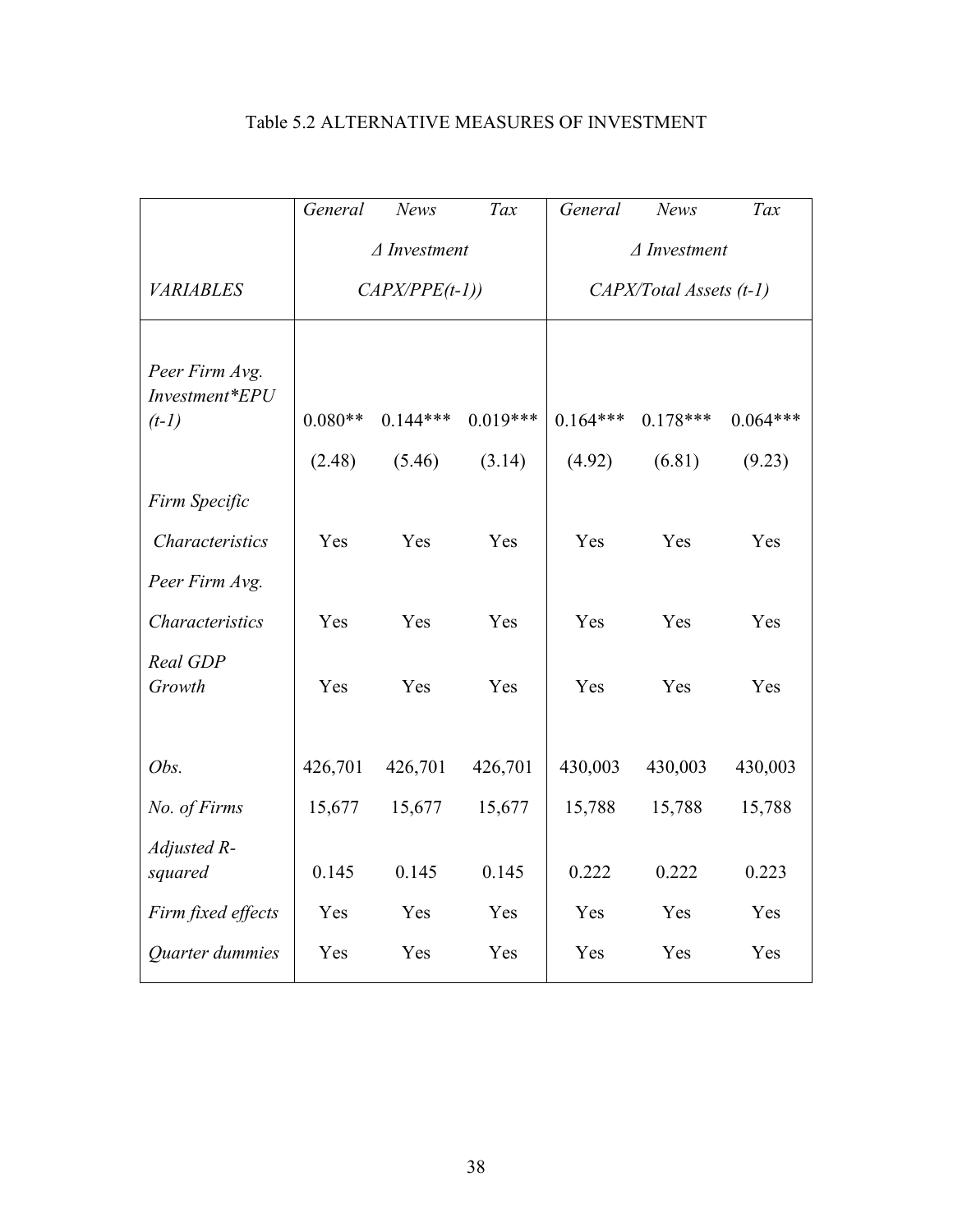Table 5.2 ALTERNATIVE MEASURES OF INVESTMENT

| | *General* | *News* | *Tax* | *General* | *News* | *Tax* |
|---|---|---|---|---|---|---|
| | *Δ Investment* | | | *Δ Investment* | | |
| *VARIABLES* | *CAPX/PPE(t-1))* | | | *CAPX/Total Assets (t-1)* | | |
| *Peer Firm Avg. Investment\*EPU (t-1)* | 0.080** | 0.144*** | 0.019*** | 0.164*** | 0.178*** | 0.064*** |
| | (2.48) | (5.46) | (3.14) | (4.92) | (6.81) | (9.23) |
| *Firm Specific Characteristics* | Yes | Yes | Yes | Yes | Yes | Yes |
| *Peer Firm Avg. Characteristics* | Yes | Yes | Yes | Yes | Yes | Yes |
| *Real GDP Growth* | Yes | Yes | Yes | Yes | Yes | Yes |
| *Obs.* | 426,701 | 426,701 | 426,701 | 430,003 | 430,003 | 430,003 |
| *No. of Firms* | 15,677 | 15,677 | 15,677 | 15,788 | 15,788 | 15,788 |
| *Adjusted R-squared* | 0.145 | 0.145 | 0.145 | 0.222 | 0.222 | 0.223 |
| *Firm fixed effects* | Yes | Yes | Yes | Yes | Yes | Yes |
| *Quarter dummies* | Yes | Yes | Yes | Yes | Yes | Yes |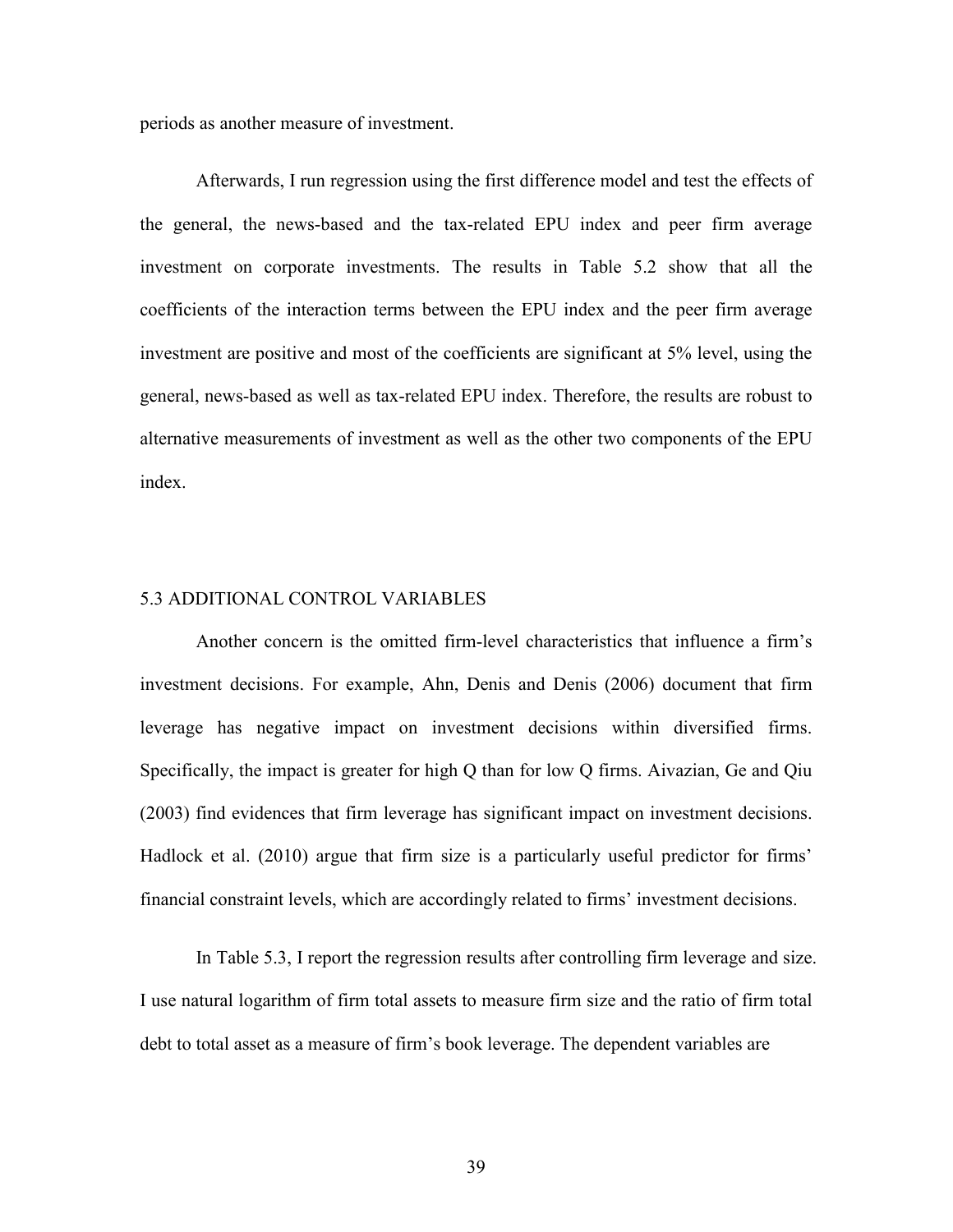periods as another measure of investment.

Afterwards, I run regression using the first difference model and test the effects of the general, the news-based and the tax-related EPU index and peer firm average investment on corporate investments. The results in Table 5.2 show that all the coefficients of the interaction terms between the EPU index and the peer firm average investment are positive and most of the coefficients are significant at 5% level, using the general, news-based as well as tax-related EPU index. Therefore, the results are robust to alternative measurements of investment as well as the other two components of the EPU index.

## 5.3 ADDITIONAL CONTROL VARIABLES

Another concern is the omitted firm-level characteristics that influence a firm's investment decisions. For example, Ahn, Denis and Denis (2006) document that firm leverage has negative impact on investment decisions within diversified firms. Specifically, the impact is greater for high Q than for low Q firms. Aivazian, Ge and Qiu (2003) find evidences that firm leverage has significant impact on investment decisions. Hadlock et al. (2010) argue that firm size is a particularly useful predictor for firms' financial constraint levels, which are accordingly related to firms' investment decisions.

In Table 5.3, I report the regression results after controlling firm leverage and size. I use natural logarithm of firm total assets to measure firm size and the ratio of firm total debt to total asset as a measure of firm's book leverage. The dependent variables are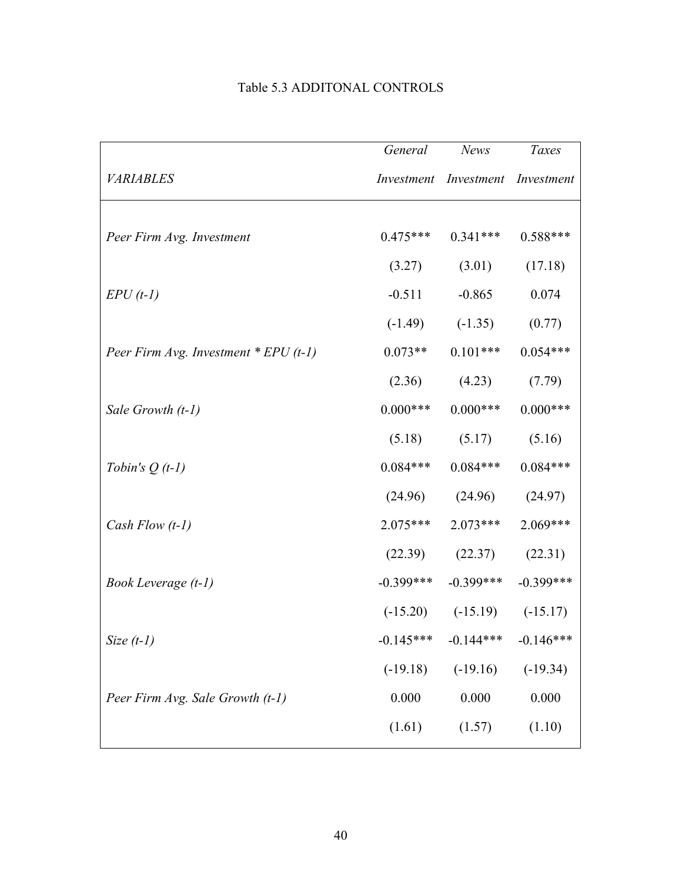Table 5.3 ADDITONAL CONTROLS

| *VARIABLES* | *General Investment* | *News Investment* | *Taxes Investment* |
|---|---|---|---|
| *Peer Firm Avg. Investment* | 0.475*** | 0.341*** | 0.588*** |
| | (3.27) | (3.01) | (17.18) |
| *EPU (t-1)* | -0.511 | -0.865 | 0.074 |
| | (-1.49) | (-1.35) | (0.77) |
| *Peer Firm Avg. Investment * EPU (t-1)* | 0.073** | 0.101*** | 0.054*** |
| | (2.36) | (4.23) | (7.79) |
| *Sale Growth (t-1)* | 0.000*** | 0.000*** | 0.000*** |
| | (5.18) | (5.17) | (5.16) |
| *Tobin's Q (t-1)* | 0.084*** | 0.084*** | 0.084*** |
| | (24.96) | (24.96) | (24.97) |
| *Cash Flow (t-1)* | 2.075*** | 2.073*** | 2.069*** |
| | (22.39) | (22.37) | (22.31) |
| *Book Leverage (t-1)* | -0.399*** | -0.399*** | -0.399*** |
| | (-15.20) | (-15.19) | (-15.17) |
| *Size (t-1)* | -0.145*** | -0.144*** | -0.146*** |
| | (-19.18) | (-19.16) | (-19.34) |
| *Peer Firm Avg. Sale Growth (t-1)* | 0.000 | 0.000 | 0.000 |
| | (1.61) | (1.57) | (1.10) |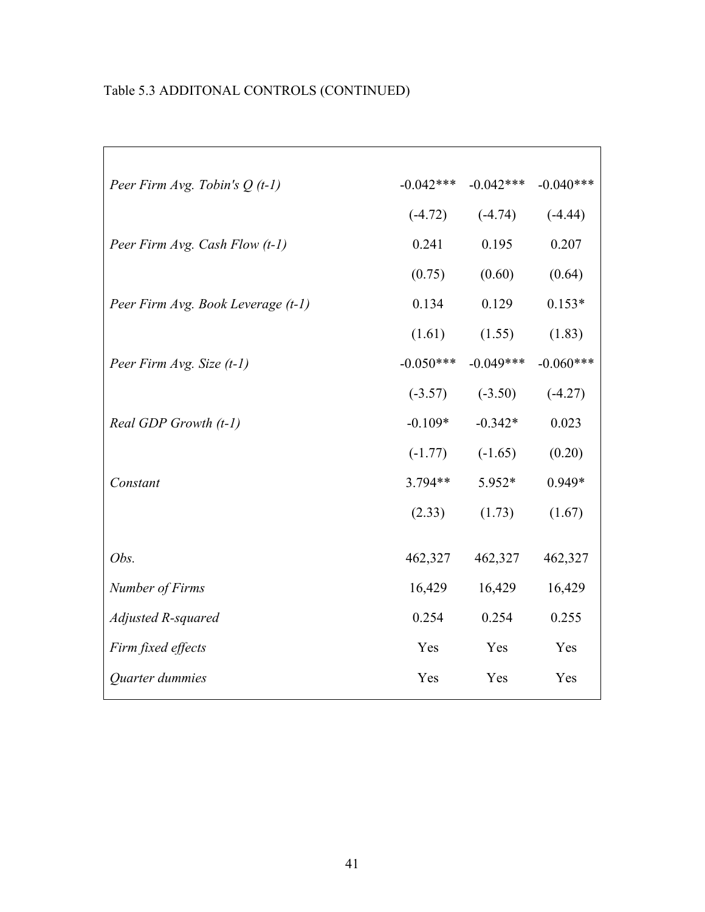Table 5.3 ADDITONAL CONTROLS (CONTINUED)

| | | | |
|---|---|---|---|
| *Peer Firm Avg. Tobin's Q (t-1)* | -0.042*** | -0.042*** | -0.040*** |
| | (-4.72) | (-4.74) | (-4.44) |
| *Peer Firm Avg. Cash Flow (t-1)* | 0.241 | 0.195 | 0.207 |
| | (0.75) | (0.60) | (0.64) |
| *Peer Firm Avg. Book Leverage (t-1)* | 0.134 | 0.129 | 0.153* |
| | (1.61) | (1.55) | (1.83) |
| *Peer Firm Avg. Size (t-1)* | -0.050*** | -0.049*** | -0.060*** |
| | (-3.57) | (-3.50) | (-4.27) |
| *Real GDP Growth (t-1)* | -0.109* | -0.342* | 0.023 |
| | (-1.77) | (-1.65) | (0.20) |
| *Constant* | 3.794** | 5.952* | 0.949* |
| | (2.33) | (1.73) | (1.67) |
| *Obs.* | 462,327 | 462,327 | 462,327 |
| *Number of Firms* | 16,429 | 16,429 | 16,429 |
| *Adjusted R-squared* | 0.254 | 0.254 | 0.255 |
| *Firm fixed effects* | Yes | Yes | Yes |
| *Quarter dummies* | Yes | Yes | Yes |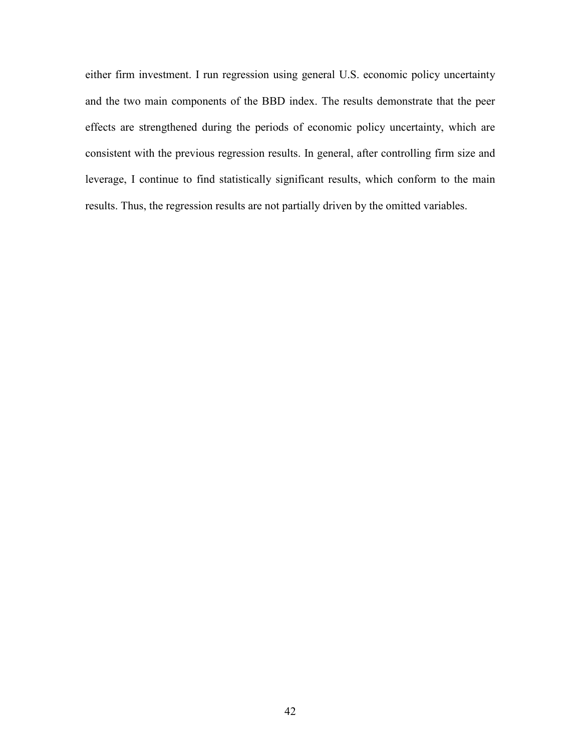either firm investment. I run regression using general U.S. economic policy uncertainty and the two main components of the BBD index. The results demonstrate that the peer effects are strengthened during the periods of economic policy uncertainty, which are consistent with the previous regression results. In general, after controlling firm size and leverage, I continue to find statistically significant results, which conform to the main results. Thus, the regression results are not partially driven by the omitted variables.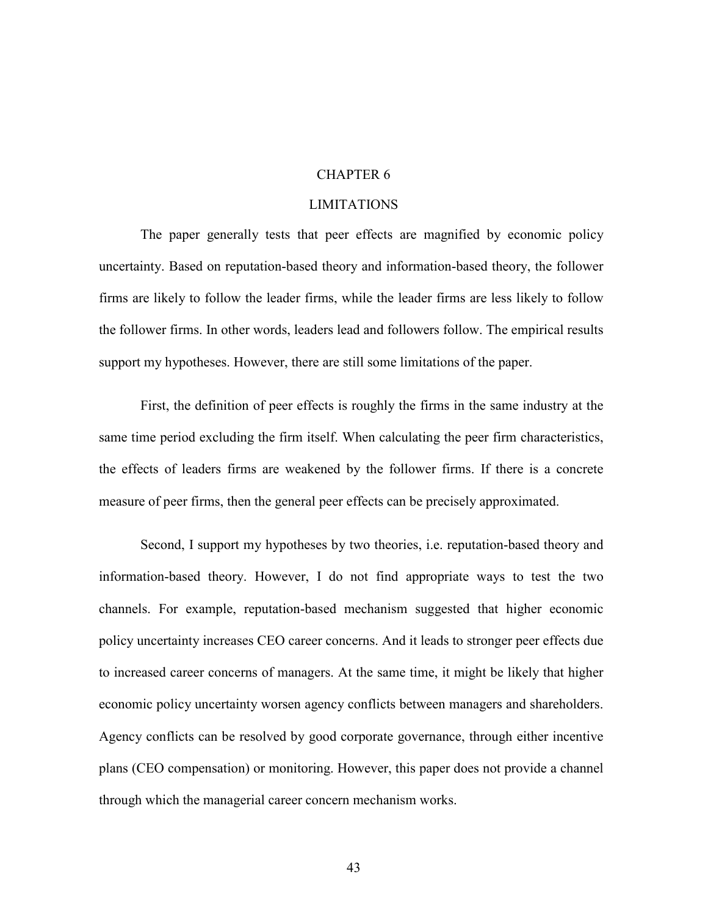# CHAPTER 6

# LIMITATIONS

The paper generally tests that peer effects are magnified by economic policy uncertainty. Based on reputation-based theory and information-based theory, the follower firms are likely to follow the leader firms, while the leader firms are less likely to follow the follower firms. In other words, leaders lead and followers follow. The empirical results support my hypotheses. However, there are still some limitations of the paper.

First, the definition of peer effects is roughly the firms in the same industry at the same time period excluding the firm itself. When calculating the peer firm characteristics, the effects of leaders firms are weakened by the follower firms. If there is a concrete measure of peer firms, then the general peer effects can be precisely approximated.

Second, I support my hypotheses by two theories, i.e. reputation-based theory and information-based theory. However, I do not find appropriate ways to test the two channels. For example, reputation-based mechanism suggested that higher economic policy uncertainty increases CEO career concerns. And it leads to stronger peer effects due to increased career concerns of managers. At the same time, it might be likely that higher economic policy uncertainty worsen agency conflicts between managers and shareholders. Agency conflicts can be resolved by good corporate governance, through either incentive plans (CEO compensation) or monitoring. However, this paper does not provide a channel through which the managerial career concern mechanism works.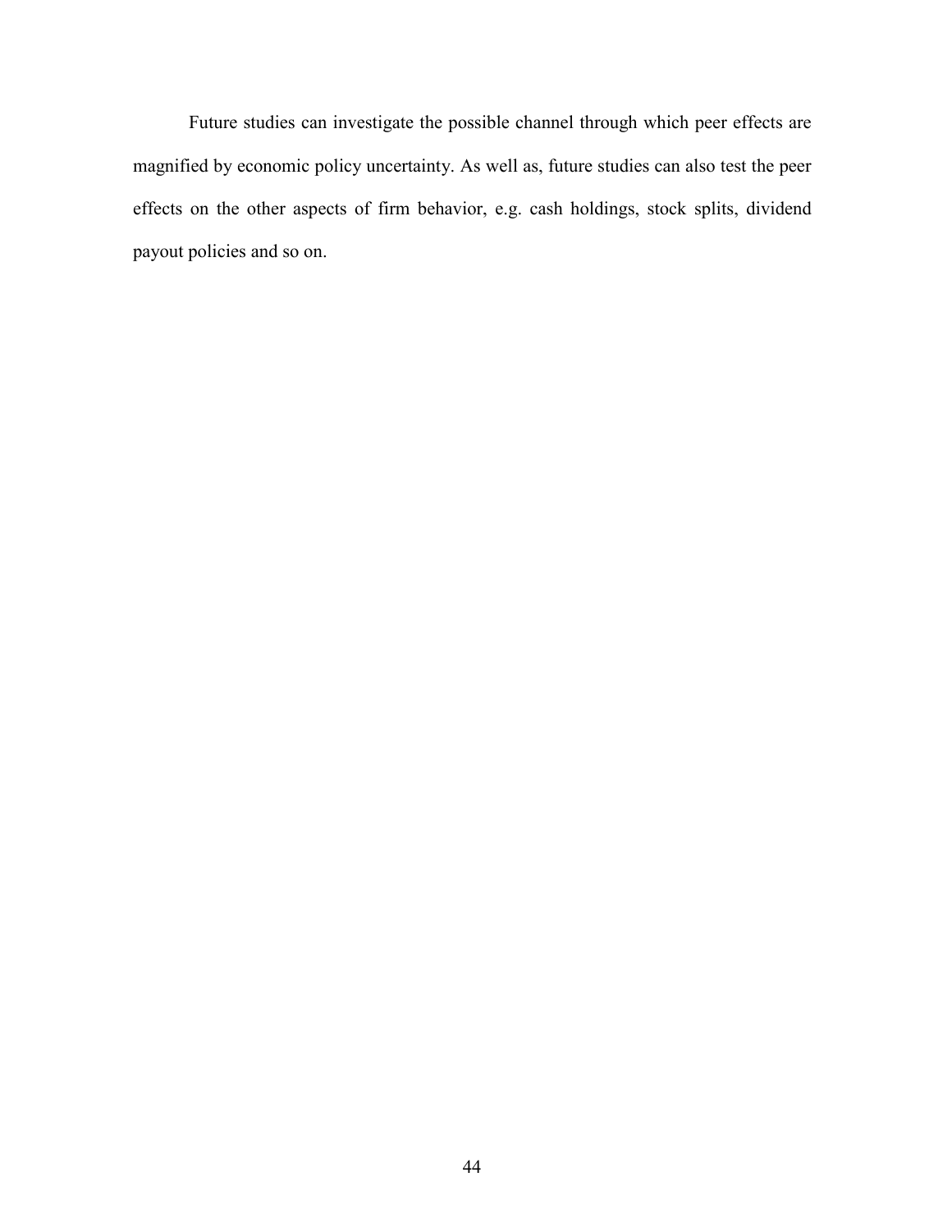Future studies can investigate the possible channel through which peer effects are magnified by economic policy uncertainty. As well as, future studies can also test the peer effects on the other aspects of firm behavior, e.g. cash holdings, stock splits, dividend payout policies and so on.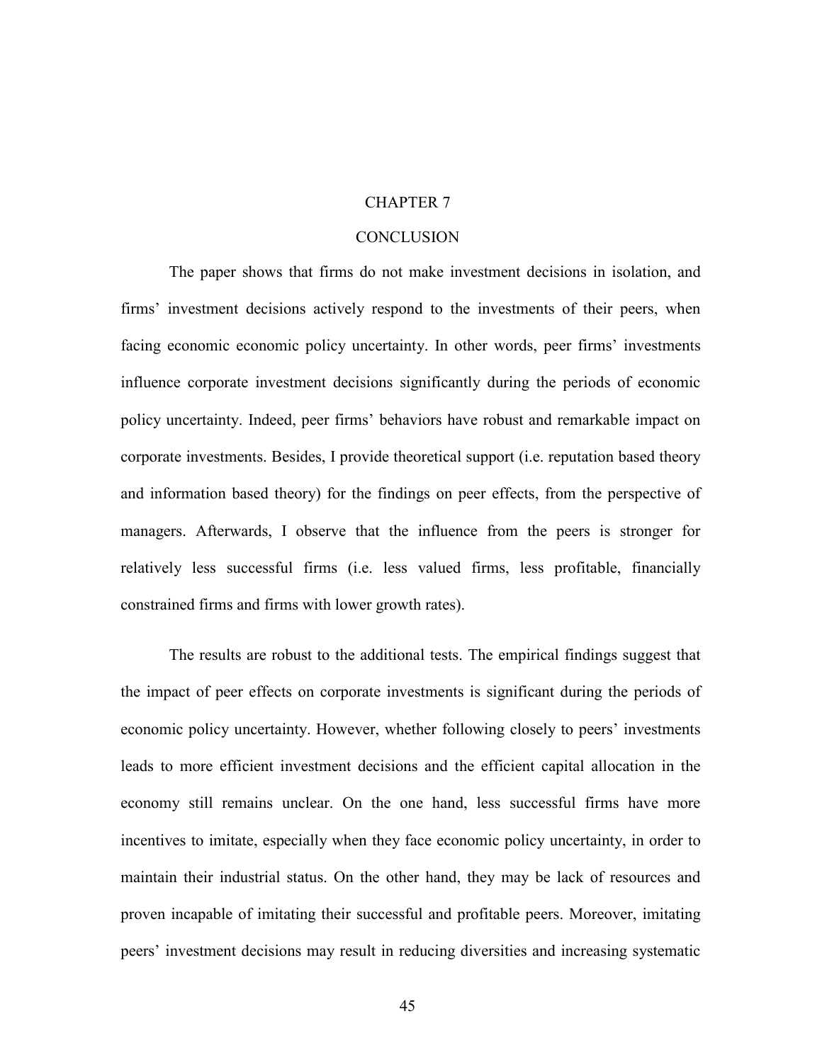# CHAPTER 7

# CONCLUSION

The paper shows that firms do not make investment decisions in isolation, and firms' investment decisions actively respond to the investments of their peers, when facing economic economic policy uncertainty. In other words, peer firms' investments influence corporate investment decisions significantly during the periods of economic policy uncertainty. Indeed, peer firms' behaviors have robust and remarkable impact on corporate investments. Besides, I provide theoretical support (i.e. reputation based theory and information based theory) for the findings on peer effects, from the perspective of managers. Afterwards, I observe that the influence from the peers is stronger for relatively less successful firms (i.e. less valued firms, less profitable, financially constrained firms and firms with lower growth rates).

The results are robust to the additional tests. The empirical findings suggest that the impact of peer effects on corporate investments is significant during the periods of economic policy uncertainty. However, whether following closely to peers' investments leads to more efficient investment decisions and the efficient capital allocation in the economy still remains unclear. On the one hand, less successful firms have more incentives to imitate, especially when they face economic policy uncertainty, in order to maintain their industrial status. On the other hand, they may be lack of resources and proven incapable of imitating their successful and profitable peers. Moreover, imitating peers' investment decisions may result in reducing diversities and increasing systematic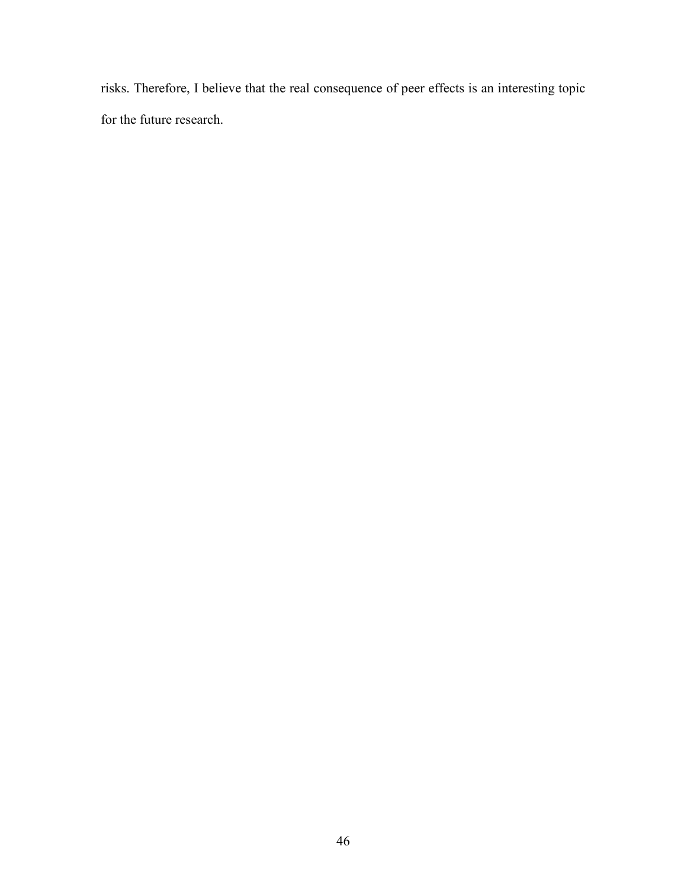risks. Therefore, I believe that the real consequence of peer effects is an interesting topic for the future research.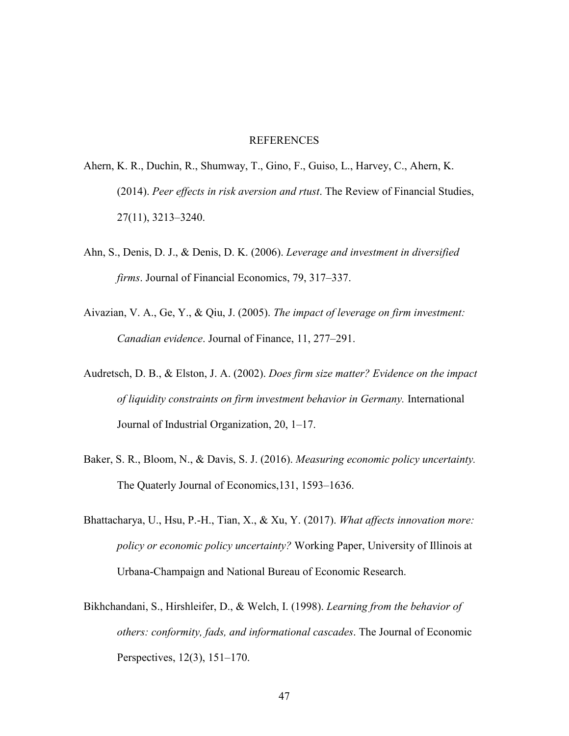# REFERENCES

Ahern, K. R., Duchin, R., Shumway, T., Gino, F., Guiso, L., Harvey, C., Ahern, K. (2014). *Peer effects in risk aversion and rtust*. The Review of Financial Studies, 27(11), 3213–3240.

Ahn, S., Denis, D. J., & Denis, D. K. (2006). *Leverage and investment in diversified firms*. Journal of Financial Economics, 79, 317–337.

Aivazian, V. A., Ge, Y., & Qiu, J. (2005). *The impact of leverage on firm investment: Canadian evidence*. Journal of Finance, 11, 277–291.

Audretsch, D. B., & Elston, J. A. (2002). *Does firm size matter? Evidence on the impact of liquidity constraints on firm investment behavior in Germany.* International Journal of Industrial Organization, 20, 1–17.

Baker, S. R., Bloom, N., & Davis, S. J. (2016). *Measuring economic policy uncertainty.* The Quaterly Journal of Economics,131, 1593–1636.

Bhattacharya, U., Hsu, P.-H., Tian, X., & Xu, Y. (2017). *What affects innovation more: policy or economic policy uncertainty?* Working Paper, University of Illinois at Urbana-Champaign and National Bureau of Economic Research.

Bikhchandani, S., Hirshleifer, D., & Welch, I. (1998). *Learning from the behavior of others: conformity, fads, and informational cascades*. The Journal of Economic Perspectives, 12(3), 151–170.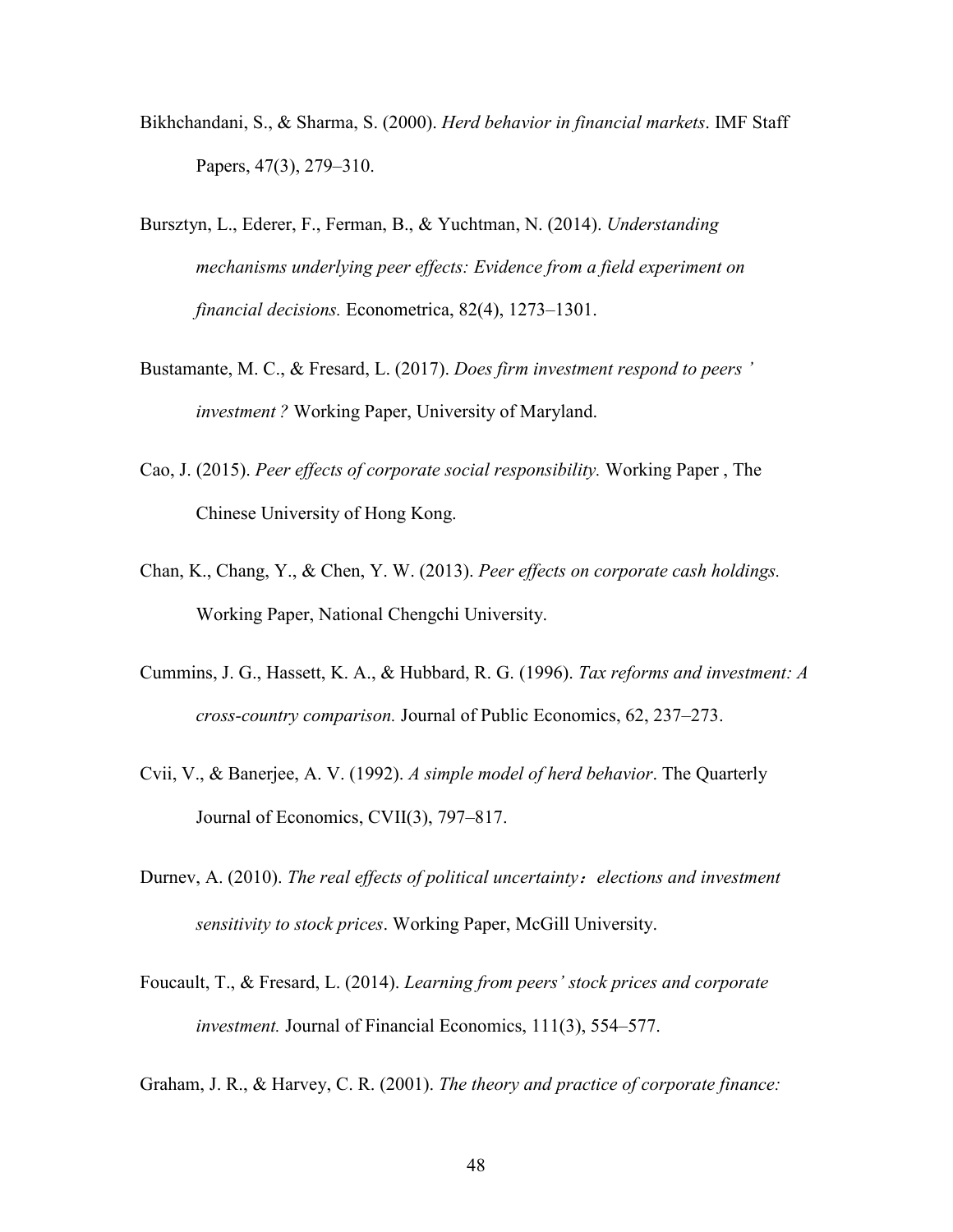Bikhchandani, S., & Sharma, S. (2000). *Herd behavior in financial markets*. IMF Staff Papers, 47(3), 279–310.

Bursztyn, L., Ederer, F., Ferman, B., & Yuchtman, N. (2014). *Understanding mechanisms underlying peer effects: Evidence from a field experiment on financial decisions.* Econometrica, 82(4), 1273–1301.

Bustamante, M. C., & Fresard, L. (2017). *Does firm investment respond to peers ' investment ?* Working Paper, University of Maryland.

Cao, J. (2015). *Peer effects of corporate social responsibility.* Working Paper , The Chinese University of Hong Kong.

Chan, K., Chang, Y., & Chen, Y. W. (2013). *Peer effects on corporate cash holdings.* Working Paper, National Chengchi University.

Cummins, J. G., Hassett, K. A., & Hubbard, R. G. (1996). *Tax reforms and investment: A cross-country comparison.* Journal of Public Economics, 62, 237–273.

Cvii, V., & Banerjee, A. V. (1992). *A simple model of herd behavior*. The Quarterly Journal of Economics, CVII(3), 797–817.

Durnev, A. (2010). *The real effects of political uncertainty：elections and investment sensitivity to stock prices*. Working Paper, McGill University.

Foucault, T., & Fresard, L. (2014). *Learning from peers' stock prices and corporate investment.* Journal of Financial Economics, 111(3), 554–577.

Graham, J. R., & Harvey, C. R. (2001). *The theory and practice of corporate finance:*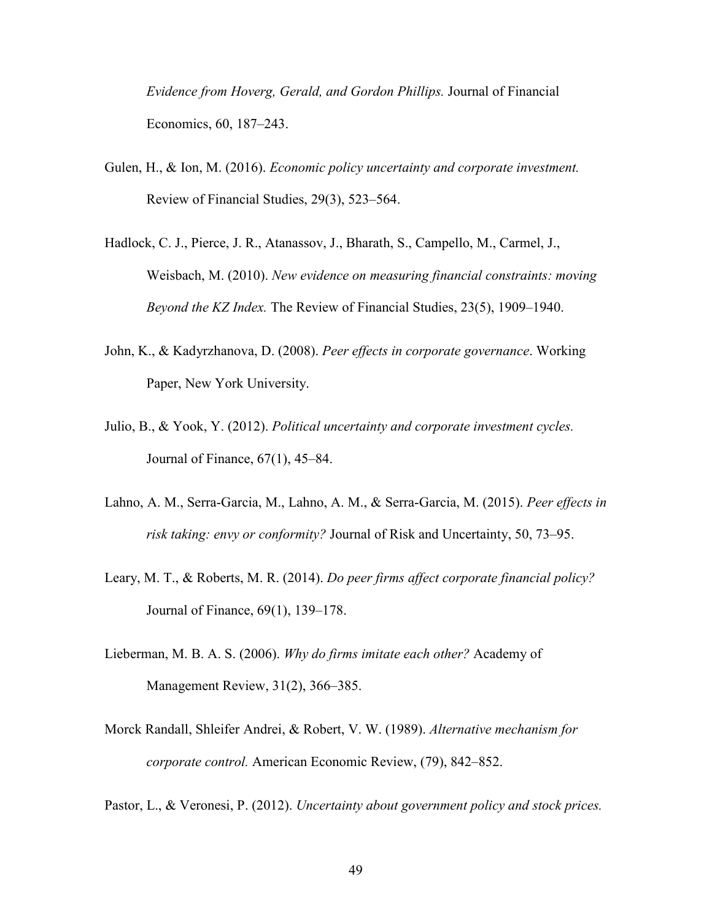*Evidence from Hoverg, Gerald, and Gordon Phillips.* Journal of Financial Economics, 60, 187–243.

Gulen, H., & Ion, M. (2016). *Economic policy uncertainty and corporate investment.* Review of Financial Studies, 29(3), 523–564.

Hadlock, C. J., Pierce, J. R., Atanassov, J., Bharath, S., Campello, M., Carmel, J., Weisbach, M. (2010). *New evidence on measuring financial constraints: moving Beyond the KZ Index.* The Review of Financial Studies, 23(5), 1909–1940.

John, K., & Kadyrzhanova, D. (2008). *Peer effects in corporate governance*. Working Paper, New York University.

Julio, B., & Yook, Y. (2012). *Political uncertainty and corporate investment cycles.* Journal of Finance, 67(1), 45–84.

Lahno, A. M., Serra-Garcia, M., Lahno, A. M., & Serra-Garcia, M. (2015). *Peer effects in risk taking: envy or conformity?* Journal of Risk and Uncertainty, 50, 73–95.

Leary, M. T., & Roberts, M. R. (2014). *Do peer firms affect corporate financial policy?* Journal of Finance, 69(1), 139–178.

Lieberman, M. B. A. S. (2006). *Why do firms imitate each other?* Academy of Management Review, 31(2), 366–385.

Morck Randall, Shleifer Andrei, & Robert, V. W. (1989). *Alternative mechanism for corporate control.* American Economic Review, (79), 842–852.

Pastor, L., & Veronesi, P. (2012). *Uncertainty about government policy and stock prices.*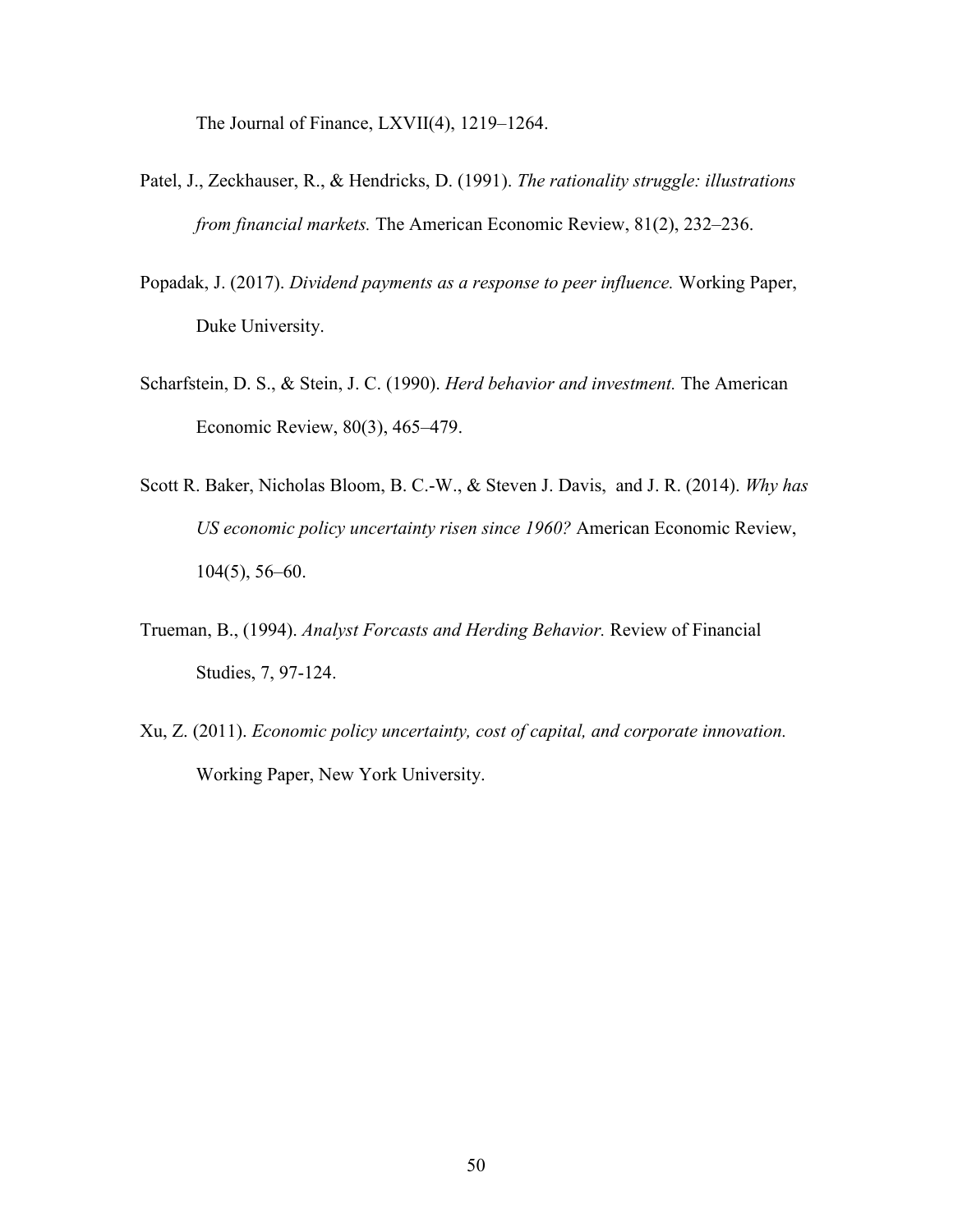The Journal of Finance, LXVII(4), 1219–1264.

Patel, J., Zeckhauser, R., & Hendricks, D. (1991). *The rationality struggle: illustrations from financial markets.* The American Economic Review, 81(2), 232–236.

Popadak, J. (2017). *Dividend payments as a response to peer influence.* Working Paper, Duke University.

Scharfstein, D. S., & Stein, J. C. (1990). *Herd behavior and investment.* The American Economic Review, 80(3), 465–479.

Scott R. Baker, Nicholas Bloom, B. C.-W., & Steven J. Davis, and J. R. (2014). *Why has US economic policy uncertainty risen since 1960?* American Economic Review, 104(5), 56–60.

Trueman, B., (1994). *Analyst Forcasts and Herding Behavior.* Review of Financial Studies, 7, 97-124.

Xu, Z. (2011). *Economic policy uncertainty, cost of capital, and corporate innovation.* Working Paper, New York University.